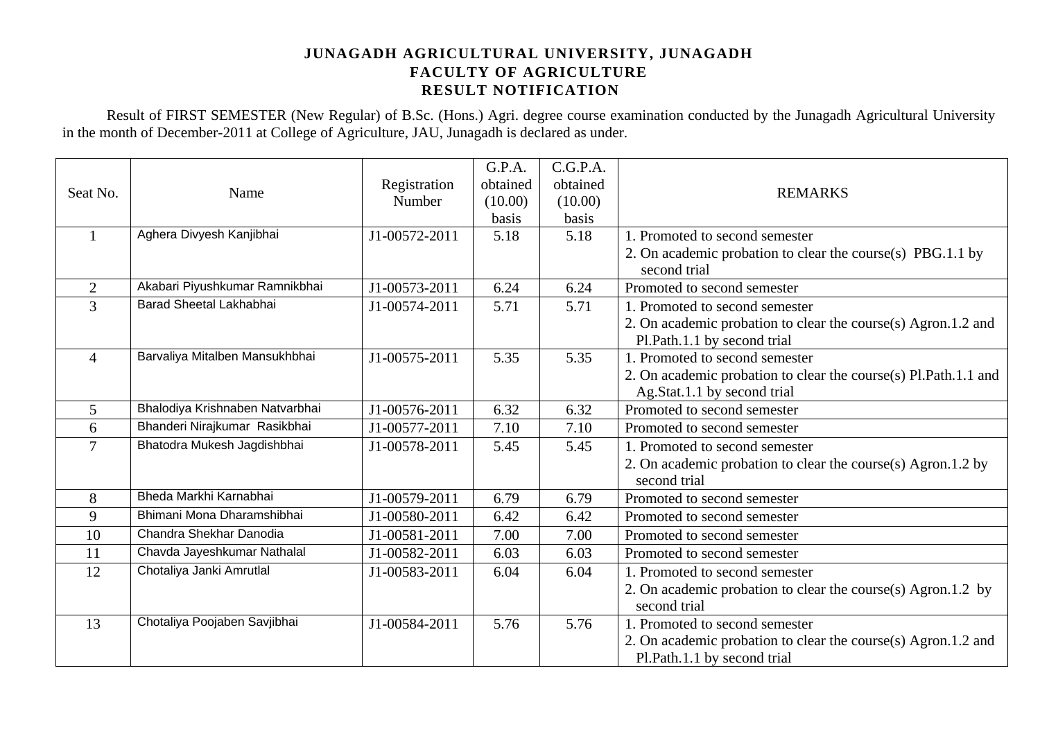**JUNAGADH AGRICULTURAL UNIVERSITY, JUNAGADH**
**FACULTY OF AGRICULTURE**
**RESULT NOTIFICATION**

Result of FIRST SEMESTER (New Regular) of B.Sc. (Hons.) Agri. degree course examination conducted by the Junagadh Agricultural University in the month of December-2011 at College of Agriculture, JAU, Junagadh is declared as under.

| Seat No. | Name | Registration Number | G.P.A. obtained (10.00) basis | C.G.P.A. obtained (10.00) basis | REMARKS |
|---|---|---|---|---|---|
| 1 | Aghera Divyesh Kanjibhai | J1-00572-2011 | 5.18 | 5.18 | 1. Promoted to second semester<br>2. On academic probation to clear the course(s) PBG.1.1 by second trial |
| 2 | Akabari Piyushkumar Ramnikbhai | J1-00573-2011 | 6.24 | 6.24 | Promoted to second semester |
| 3 | Barad Sheetal Lakhabhai | J1-00574-2011 | 5.71 | 5.71 | 1. Promoted to second semester<br>2. On academic probation to clear the course(s) Agron.1.2 and Pl.Path.1.1 by second trial |
| 4 | Barvaliya Mitalben Mansukhbhai | J1-00575-2011 | 5.35 | 5.35 | 1. Promoted to second semester<br>2. On academic probation to clear the course(s) Pl.Path.1.1 and Ag.Stat.1.1 by second trial |
| 5 | Bhalodiya Krishnaben Natvarbhai | J1-00576-2011 | 6.32 | 6.32 | Promoted to second semester |
| 6 | Bhanderi Nirajkumar Rasikbhai | J1-00577-2011 | 7.10 | 7.10 | Promoted to second semester |
| 7 | Bhatodra Mukesh Jagdishbhai | J1-00578-2011 | 5.45 | 5.45 | 1. Promoted to second semester<br>2. On academic probation to clear the course(s) Agron.1.2 by second trial |
| 8 | Bheda Markhi Karnabhai | J1-00579-2011 | 6.79 | 6.79 | Promoted to second semester |
| 9 | Bhimani Mona Dharamshibhai | J1-00580-2011 | 6.42 | 6.42 | Promoted to second semester |
| 10 | Chandra Shekhar Danodia | J1-00581-2011 | 7.00 | 7.00 | Promoted to second semester |
| 11 | Chavda Jayeshkumar Nathalal | J1-00582-2011 | 6.03 | 6.03 | Promoted to second semester |
| 12 | Chotaliya Janki Amrutlal | J1-00583-2011 | 6.04 | 6.04 | 1. Promoted to second semester<br>2. On academic probation to clear the course(s) Agron.1.2 by second trial |
| 13 | Chotaliya Poojaben Savjibhai | J1-00584-2011 | 5.76 | 5.76 | 1. Promoted to second semester<br>2. On academic probation to clear the course(s) Agron.1.2 and Pl.Path.1.1 by second trial |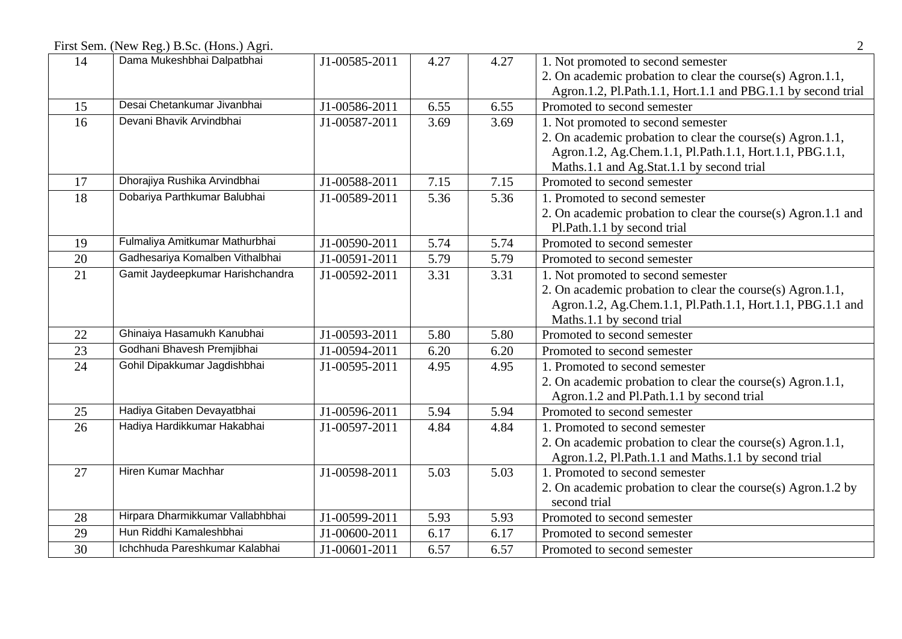| 14 | Dama Mukeshbhai Dalpatbhai | J1-00585-2011 | 4.27 | 4.27 | 1. Not promoted to second semester<br>2. On academic probation to clear the course(s) Agron.1.1, Agron.1.2, Pl.Path.1.1, Hort.1.1 and PBG.1.1 by second trial |
|---|---|---|---|---|---|
| 15 | Desai Chetankumar Jivanbhai | J1-00586-2011 | 6.55 | 6.55 | Promoted to second semester |
| 16 | Devani Bhavik Arvindbhai | J1-00587-2011 | 3.69 | 3.69 | 1. Not promoted to second semester<br>2. On academic probation to clear the course(s) Agron.1.1, Agron.1.2, Ag.Chem.1.1, Pl.Path.1.1, Hort.1.1, PBG.1.1, Maths.1.1 and Ag.Stat.1.1 by second trial |
| 17 | Dhorajiya Rushika Arvindbhai | J1-00588-2011 | 7.15 | 7.15 | Promoted to second semester |
| 18 | Dobariya Parthkumar Balubhai | J1-00589-2011 | 5.36 | 5.36 | 1. Promoted to second semester<br>2. On academic probation to clear the course(s) Agron.1.1 and Pl.Path.1.1 by second trial |
| 19 | Fulmaliya Amitkumar Mathurbhai | J1-00590-2011 | 5.74 | 5.74 | Promoted to second semester |
| 20 | Gadhesariya Komalben Vithalbhai | J1-00591-2011 | 5.79 | 5.79 | Promoted to second semester |
| 21 | Gamit Jaydeepkumar Harishchandra | J1-00592-2011 | 3.31 | 3.31 | 1. Not promoted to second semester<br>2. On academic probation to clear the course(s) Agron.1.1, Agron.1.2, Ag.Chem.1.1, Pl.Path.1.1, Hort.1.1, PBG.1.1 and Maths.1.1 by second trial |
| 22 | Ghinaiya Hasamukh Kanubhai | J1-00593-2011 | 5.80 | 5.80 | Promoted to second semester |
| 23 | Godhani Bhavesh Premjibhai | J1-00594-2011 | 6.20 | 6.20 | Promoted to second semester |
| 24 | Gohil Dipakkumar Jagdishbhai | J1-00595-2011 | 4.95 | 4.95 | 1. Promoted to second semester<br>2. On academic probation to clear the course(s) Agron.1.1, Agron.1.2 and Pl.Path.1.1 by second trial |
| 25 | Hadiya Gitaben Devayatbhai | J1-00596-2011 | 5.94 | 5.94 | Promoted to second semester |
| 26 | Hadiya Hardikkumar Hakabhai | J1-00597-2011 | 4.84 | 4.84 | 1. Promoted to second semester<br>2. On academic probation to clear the course(s) Agron.1.1, Agron.1.2, Pl.Path.1.1 and Maths.1.1 by second trial |
| 27 | Hiren Kumar Machhar | J1-00598-2011 | 5.03 | 5.03 | 1. Promoted to second semester<br>2. On academic probation to clear the course(s) Agron.1.2 by second trial |
| 28 | Hirpara Dharmikkumar Vallabhbhai | J1-00599-2011 | 5.93 | 5.93 | Promoted to second semester |
| 29 | Hun Riddhi Kamaleshbhai | J1-00600-2011 | 6.17 | 6.17 | Promoted to second semester |
| 30 | Ichchhuda Pareshkumar Kalabhai | J1-00601-2011 | 6.57 | 6.57 | Promoted to second semester |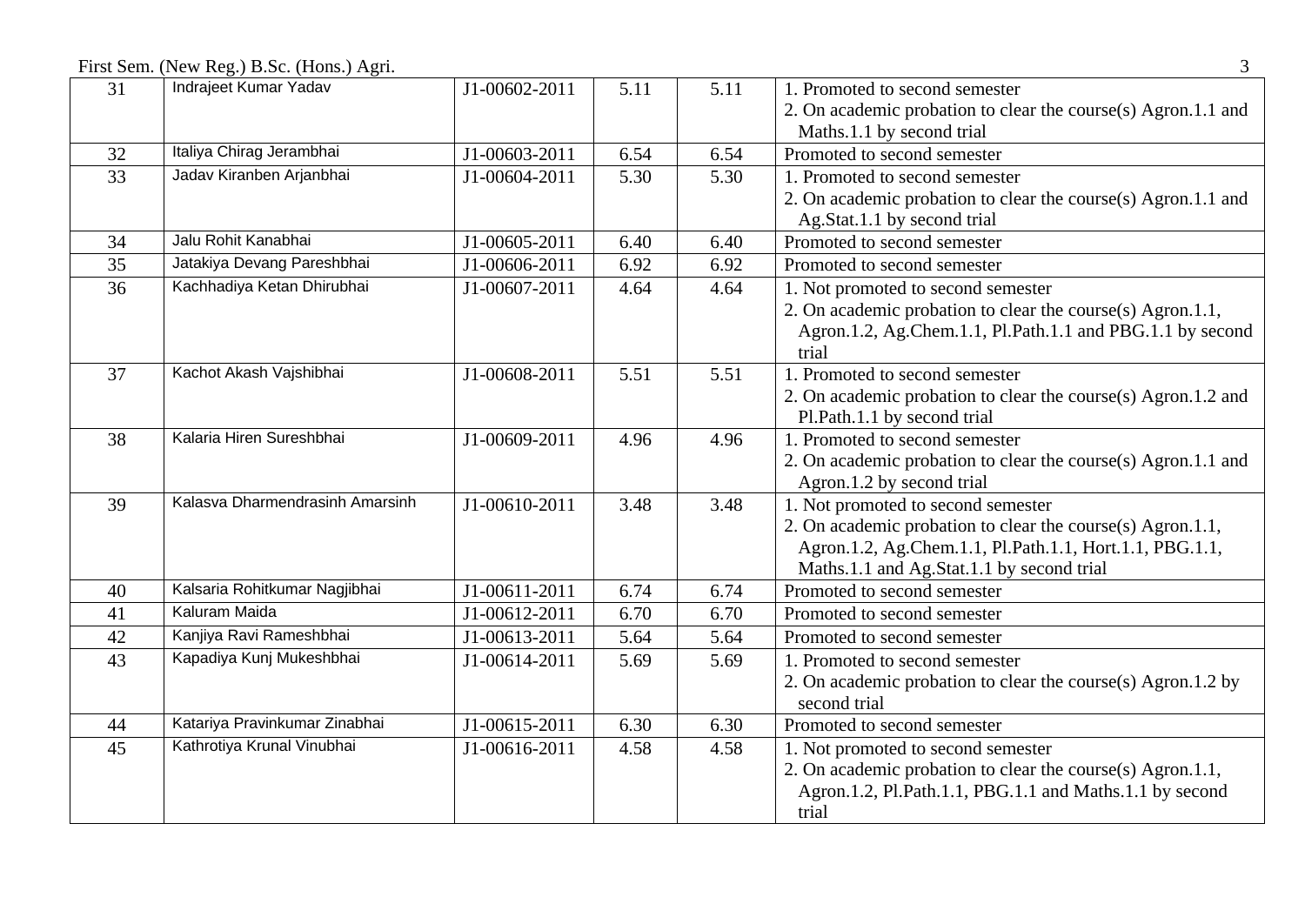| 31 | Indrajeet Kumar Yadav | J1-00602-2011 | 5.11 | 5.11 | 1. Promoted to second semester<br>2. On academic probation to clear the course(s) Agron.1.1 and Maths.1.1 by second trial |
|---|---|---|---|---|---|
| 32 | Italiya Chirag Jerambhai | J1-00603-2011 | 6.54 | 6.54 | Promoted to second semester |
| 33 | Jadav Kiranben Arjanbhai | J1-00604-2011 | 5.30 | 5.30 | 1. Promoted to second semester<br>2. On academic probation to clear the course(s) Agron.1.1 and Ag.Stat.1.1 by second trial |
| 34 | Jalu Rohit Kanabhai | J1-00605-2011 | 6.40 | 6.40 | Promoted to second semester |
| 35 | Jatakiya Devang Pareshbhai | J1-00606-2011 | 6.92 | 6.92 | Promoted to second semester |
| 36 | Kachhadiya Ketan Dhirubhai | J1-00607-2011 | 4.64 | 4.64 | 1. Not promoted to second semester<br>2. On academic probation to clear the course(s) Agron.1.1, Agron.1.2, Ag.Chem.1.1, Pl.Path.1.1 and PBG.1.1 by second trial |
| 37 | Kachot Akash Vajshibhai | J1-00608-2011 | 5.51 | 5.51 | 1. Promoted to second semester<br>2. On academic probation to clear the course(s) Agron.1.2 and Pl.Path.1.1 by second trial |
| 38 | Kalaria Hiren Sureshbhai | J1-00609-2011 | 4.96 | 4.96 | 1. Promoted to second semester<br>2. On academic probation to clear the course(s) Agron.1.1 and Agron.1.2 by second trial |
| 39 | Kalasva Dharmendrasinh Amarsinh | J1-00610-2011 | 3.48 | 3.48 | 1. Not promoted to second semester<br>2. On academic probation to clear the course(s) Agron.1.1, Agron.1.2, Ag.Chem.1.1, Pl.Path.1.1, Hort.1.1, PBG.1.1, Maths.1.1 and Ag.Stat.1.1 by second trial |
| 40 | Kalsaria Rohitkumar Nagjibhai | J1-00611-2011 | 6.74 | 6.74 | Promoted to second semester |
| 41 | Kaluram Maida | J1-00612-2011 | 6.70 | 6.70 | Promoted to second semester |
| 42 | Kanjiya Ravi Rameshbhai | J1-00613-2011 | 5.64 | 5.64 | Promoted to second semester |
| 43 | Kapadiya Kunj Mukeshbhai | J1-00614-2011 | 5.69 | 5.69 | 1. Promoted to second semester<br>2. On academic probation to clear the course(s) Agron.1.2 by second trial |
| 44 | Katariya Pravinkumar Zinabhai | J1-00615-2011 | 6.30 | 6.30 | Promoted to second semester |
| 45 | Kathrotiya Krunal Vinubhai | J1-00616-2011 | 4.58 | 4.58 | 1. Not promoted to second semester<br>2. On academic probation to clear the course(s) Agron.1.1, Agron.1.2, Pl.Path.1.1, PBG.1.1 and Maths.1.1 by second trial |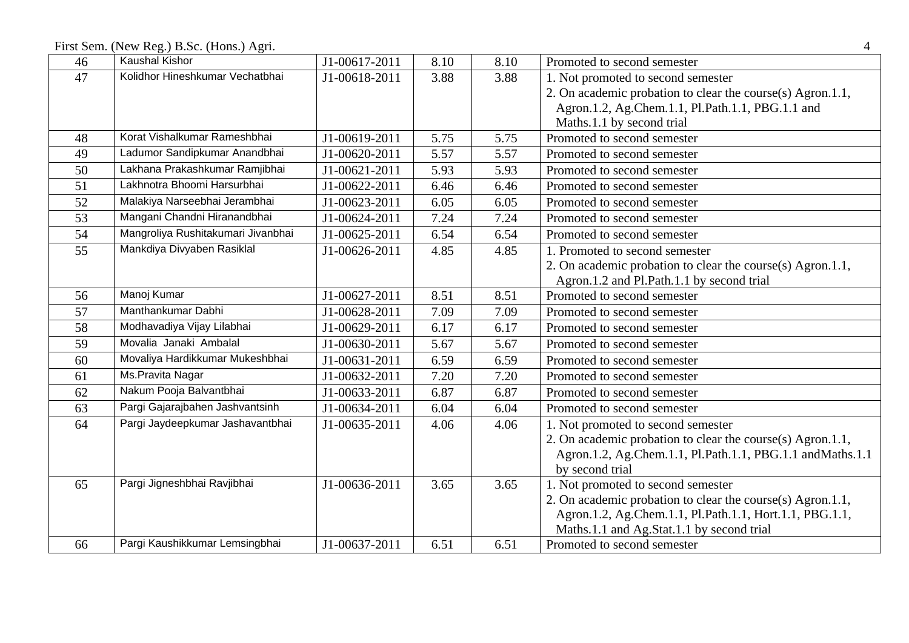First Sem. (New Reg.) B.Sc. (Hons.) Agri.

| | | | | | |
|---|---|---|---|---|---|
| 46 | Kaushal Kishor | J1-00617-2011 | 8.10 | 8.10 | Promoted to second semester |
| 47 | Kolidhor Hineshkumar Vechatbhai | J1-00618-2011 | 3.88 | 3.88 | 1. Not promoted to second semester<br>2. On academic probation to clear the course(s) Agron.1.1, Agron.1.2, Ag.Chem.1.1, Pl.Path.1.1, PBG.1.1 and Maths.1.1 by second trial |
| 48 | Korat Vishalkumar Rameshbhai | J1-00619-2011 | 5.75 | 5.75 | Promoted to second semester |
| 49 | Ladumor Sandipkumar Anandbhai | J1-00620-2011 | 5.57 | 5.57 | Promoted to second semester |
| 50 | Lakhana Prakashkumar Ramjibhai | J1-00621-2011 | 5.93 | 5.93 | Promoted to second semester |
| 51 | Lakhnotra Bhoomi Harsurbhai | J1-00622-2011 | 6.46 | 6.46 | Promoted to second semester |
| 52 | Malakiya Narseebhai Jerambhai | J1-00623-2011 | 6.05 | 6.05 | Promoted to second semester |
| 53 | Mangani Chandni Hiranandbhai | J1-00624-2011 | 7.24 | 7.24 | Promoted to second semester |
| 54 | Mangroliya Rushitakumari Jivanbhai | J1-00625-2011 | 6.54 | 6.54 | Promoted to second semester |
| 55 | Mankdiya Divyaben Rasiklal | J1-00626-2011 | 4.85 | 4.85 | 1. Promoted to second semester<br>2. On academic probation to clear the course(s) Agron.1.1, Agron.1.2 and Pl.Path.1.1 by second trial |
| 56 | Manoj Kumar | J1-00627-2011 | 8.51 | 8.51 | Promoted to second semester |
| 57 | Manthankumar Dabhi | J1-00628-2011 | 7.09 | 7.09 | Promoted to second semester |
| 58 | Modhavadiya Vijay Lilabhai | J1-00629-2011 | 6.17 | 6.17 | Promoted to second semester |
| 59 | Movalia Janaki Ambalal | J1-00630-2011 | 5.67 | 5.67 | Promoted to second semester |
| 60 | Movaliya Hardikkumar Mukeshbhai | J1-00631-2011 | 6.59 | 6.59 | Promoted to second semester |
| 61 | Ms.Pravita Nagar | J1-00632-2011 | 7.20 | 7.20 | Promoted to second semester |
| 62 | Nakum Pooja Balvantbhai | J1-00633-2011 | 6.87 | 6.87 | Promoted to second semester |
| 63 | Pargi Gajarajbahen Jashvantsinh | J1-00634-2011 | 6.04 | 6.04 | Promoted to second semester |
| 64 | Pargi Jaydeepkumar Jashavantbhai | J1-00635-2011 | 4.06 | 4.06 | 1. Not promoted to second semester<br>2. On academic probation to clear the course(s) Agron.1.1, Agron.1.2, Ag.Chem.1.1, Pl.Path.1.1, PBG.1.1 andMaths.1.1 by second trial |
| 65 | Pargi Jigneshbhai Ravjibhai | J1-00636-2011 | 3.65 | 3.65 | 1. Not promoted to second semester<br>2. On academic probation to clear the course(s) Agron.1.1, Agron.1.2, Ag.Chem.1.1, Pl.Path.1.1, Hort.1.1, PBG.1.1, Maths.1.1 and Ag.Stat.1.1 by second trial |
| 66 | Pargi Kaushikkumar Lemsingbhai | J1-00637-2011 | 6.51 | 6.51 | Promoted to second semester |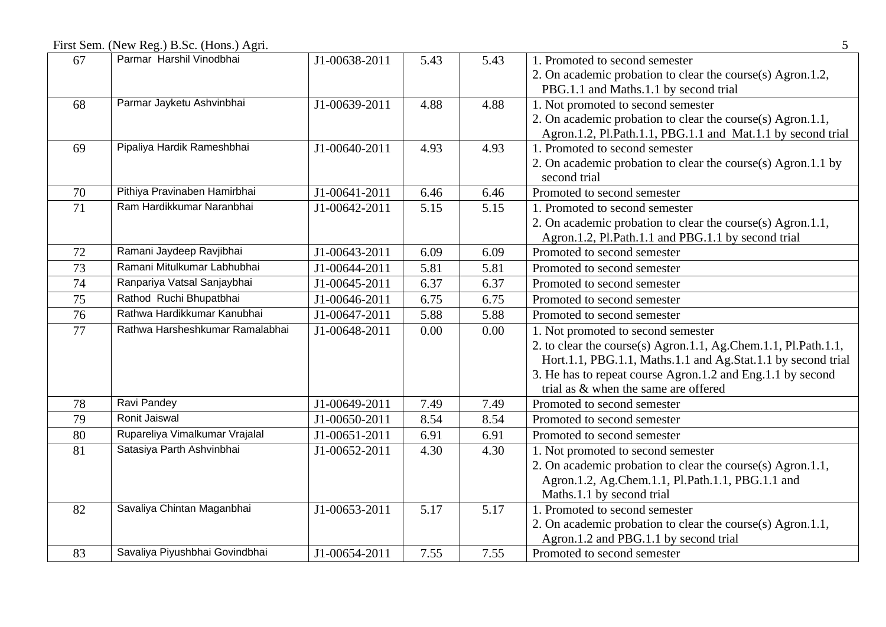| 67 | Parmar Harshil Vinodbhai | J1-00638-2011 | 5.43 | 5.43 | 1. Promoted to second semester<br>2. On academic probation to clear the course(s) Agron.1.2, PBG.1.1 and Maths.1.1 by second trial |
|---|---|---|---|---|---|
| 68 | Parmar Jayketu Ashvinbhai | J1-00639-2011 | 4.88 | 4.88 | 1. Not promoted to second semester<br>2. On academic probation to clear the course(s) Agron.1.1, Agron.1.2, Pl.Path.1.1, PBG.1.1 and Mat.1.1 by second trial |
| 69 | Pipaliya Hardik Rameshbhai | J1-00640-2011 | 4.93 | 4.93 | 1. Promoted to second semester<br>2. On academic probation to clear the course(s) Agron.1.1 by second trial |
| 70 | Pithiya Pravinaben Hamirbhai | J1-00641-2011 | 6.46 | 6.46 | Promoted to second semester |
| 71 | Ram Hardikkumar Naranbhai | J1-00642-2011 | 5.15 | 5.15 | 1. Promoted to second semester<br>2. On academic probation to clear the course(s) Agron.1.1, Agron.1.2, Pl.Path.1.1 and PBG.1.1 by second trial |
| 72 | Ramani Jaydeep Ravjibhai | J1-00643-2011 | 6.09 | 6.09 | Promoted to second semester |
| 73 | Ramani Mitulkumar Labhubhai | J1-00644-2011 | 5.81 | 5.81 | Promoted to second semester |
| 74 | Ranpariya Vatsal Sanjaybhai | J1-00645-2011 | 6.37 | 6.37 | Promoted to second semester |
| 75 | Rathod Ruchi Bhupatbhai | J1-00646-2011 | 6.75 | 6.75 | Promoted to second semester |
| 76 | Rathwa Hardikkumar Kanubhai | J1-00647-2011 | 5.88 | 5.88 | Promoted to second semester |
| 77 | Rathwa Harsheshkumar Ramalabhai | J1-00648-2011 | 0.00 | 0.00 | 1. Not promoted to second semester<br>2. to clear the course(s) Agron.1.1, Ag.Chem.1.1, Pl.Path.1.1, Hort.1.1, PBG.1.1, Maths.1.1 and Ag.Stat.1.1 by second trial<br>3. He has to repeat course Agron.1.2 and Eng.1.1 by second trial as & when the same are offered |
| 78 | Ravi Pandey | J1-00649-2011 | 7.49 | 7.49 | Promoted to second semester |
| 79 | Ronit Jaiswal | J1-00650-2011 | 8.54 | 8.54 | Promoted to second semester |
| 80 | Rupareliya Vimalkumar Vrajalal | J1-00651-2011 | 6.91 | 6.91 | Promoted to second semester |
| 81 | Satasiya Parth Ashvinbhai | J1-00652-2011 | 4.30 | 4.30 | 1. Not promoted to second semester<br>2. On academic probation to clear the course(s) Agron.1.1, Agron.1.2, Ag.Chem.1.1, Pl.Path.1.1, PBG.1.1 and Maths.1.1 by second trial |
| 82 | Savaliya Chintan Maganbhai | J1-00653-2011 | 5.17 | 5.17 | 1. Promoted to second semester<br>2. On academic probation to clear the course(s) Agron.1.1, Agron.1.2 and PBG.1.1 by second trial |
| 83 | Savaliya Piyushbhai Govindbhai | J1-00654-2011 | 7.55 | 7.55 | Promoted to second semester |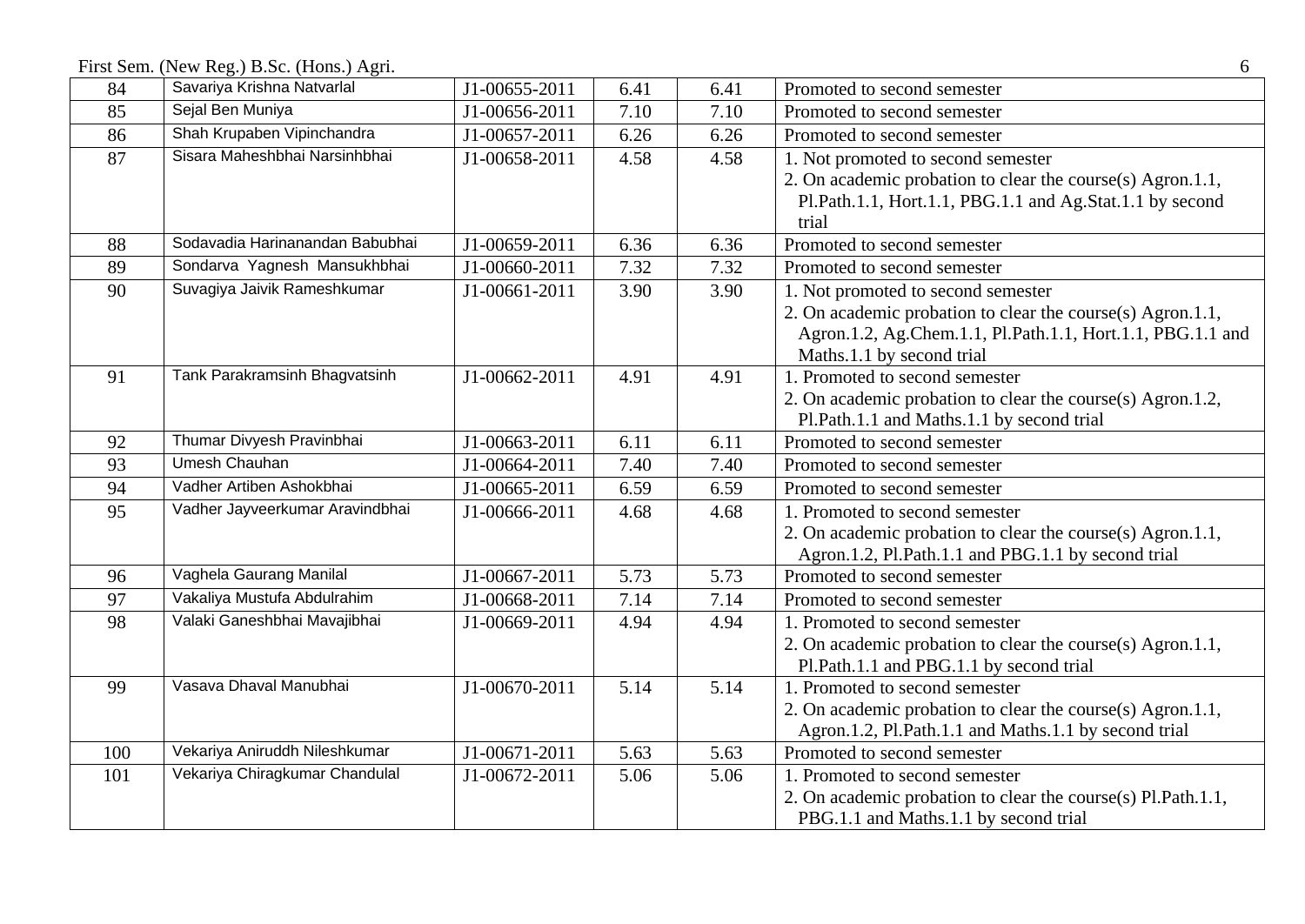| 84 | Savariya Krishna Natvarlal | J1-00655-2011 | 6.41 | 6.41 | Promoted to second semester |
|---|---|---|---|---|---|
| 85 | Sejal Ben Muniya | J1-00656-2011 | 7.10 | 7.10 | Promoted to second semester |
| 86 | Shah Krupaben Vipinchandra | J1-00657-2011 | 6.26 | 6.26 | Promoted to second semester |
| 87 | Sisara Maheshbhai Narsinhbhai | J1-00658-2011 | 4.58 | 4.58 | 1. Not promoted to second semester<br>2. On academic probation to clear the course(s) Agron.1.1, Pl.Path.1.1, Hort.1.1, PBG.1.1 and Ag.Stat.1.1 by second trial |
| 88 | Sodavadia Harinanandan Babubhai | J1-00659-2011 | 6.36 | 6.36 | Promoted to second semester |
| 89 | Sondarva Yagnesh Mansukhbhai | J1-00660-2011 | 7.32 | 7.32 | Promoted to second semester |
| 90 | Suvagiya Jaivik Rameshkumar | J1-00661-2011 | 3.90 | 3.90 | 1. Not promoted to second semester<br>2. On academic probation to clear the course(s) Agron.1.1, Agron.1.2, Ag.Chem.1.1, Pl.Path.1.1, Hort.1.1, PBG.1.1 and Maths.1.1 by second trial |
| 91 | Tank Parakramsinh Bhagvatsinh | J1-00662-2011 | 4.91 | 4.91 | 1. Promoted to second semester<br>2. On academic probation to clear the course(s) Agron.1.2, Pl.Path.1.1 and Maths.1.1 by second trial |
| 92 | Thumar Divyesh Pravinbhai | J1-00663-2011 | 6.11 | 6.11 | Promoted to second semester |
| 93 | Umesh Chauhan | J1-00664-2011 | 7.40 | 7.40 | Promoted to second semester |
| 94 | Vadher Artiben Ashokbhai | J1-00665-2011 | 6.59 | 6.59 | Promoted to second semester |
| 95 | Vadher Jayveerkumar Aravindbhai | J1-00666-2011 | 4.68 | 4.68 | 1. Promoted to second semester<br>2. On academic probation to clear the course(s) Agron.1.1, Agron.1.2, Pl.Path.1.1 and PBG.1.1 by second trial |
| 96 | Vaghela Gaurang Manilal | J1-00667-2011 | 5.73 | 5.73 | Promoted to second semester |
| 97 | Vakaliya Mustufa Abdulrahim | J1-00668-2011 | 7.14 | 7.14 | Promoted to second semester |
| 98 | Valaki Ganeshbhai Mavajibhai | J1-00669-2011 | 4.94 | 4.94 | 1. Promoted to second semester<br>2. On academic probation to clear the course(s) Agron.1.1, Pl.Path.1.1 and PBG.1.1 by second trial |
| 99 | Vasava Dhaval Manubhai | J1-00670-2011 | 5.14 | 5.14 | 1. Promoted to second semester<br>2. On academic probation to clear the course(s) Agron.1.1, Agron.1.2, Pl.Path.1.1 and Maths.1.1 by second trial |
| 100 | Vekariya Aniruddh Nileshkumar | J1-00671-2011 | 5.63 | 5.63 | Promoted to second semester |
| 101 | Vekariya Chiragkumar Chandulal | J1-00672-2011 | 5.06 | 5.06 | 1. Promoted to second semester<br>2. On academic probation to clear the course(s) Pl.Path.1.1, PBG.1.1 and Maths.1.1 by second trial |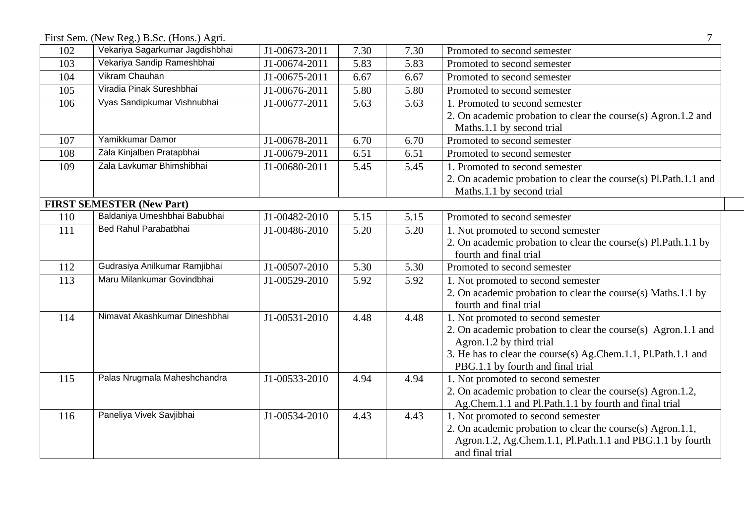First Sem. (New Reg.) B.Sc. (Hons.) Agri.

| | | | | | |
|---|---|---|---|---|---|
| 102 | Vekariya Sagarkumar Jagdishbhai | J1-00673-2011 | 7.30 | 7.30 | Promoted to second semester |
| 103 | Vekariya Sandip Rameshbhai | J1-00674-2011 | 5.83 | 5.83 | Promoted to second semester |
| 104 | Vikram Chauhan | J1-00675-2011 | 6.67 | 6.67 | Promoted to second semester |
| 105 | Viradia Pinak Sureshbhai | J1-00676-2011 | 5.80 | 5.80 | Promoted to second semester |
| 106 | Vyas Sandipkumar Vishnubhai | J1-00677-2011 | 5.63 | 5.63 | 1. Promoted to second semester<br>2. On academic probation to clear the course(s) Agron.1.2 and Maths.1.1 by second trial |
| 107 | Yamikkumar Damor | J1-00678-2011 | 6.70 | 6.70 | Promoted to second semester |
| 108 | Zala Kinjalben Pratapbhai | J1-00679-2011 | 6.51 | 6.51 | Promoted to second semester |
| 109 | Zala Lavkumar Bhimshibhai | J1-00680-2011 | 5.45 | 5.45 | 1. Promoted to second semester<br>2. On academic probation to clear the course(s) Pl.Path.1.1 and Maths.1.1 by second trial |
| **FIRST SEMESTER (New Part)** | | | | | |
| 110 | Baldaniya Umeshbhai Babubhai | J1-00482-2010 | 5.15 | 5.15 | Promoted to second semester |
| 111 | Bed Rahul Parabatbhai | J1-00486-2010 | 5.20 | 5.20 | 1. Not promoted to second semester<br>2. On academic probation to clear the course(s) Pl.Path.1.1 by fourth and final trial |
| 112 | Gudrasiya Anilkumar Ramjibhai | J1-00507-2010 | 5.30 | 5.30 | Promoted to second semester |
| 113 | Maru Milankumar Govindbhai | J1-00529-2010 | 5.92 | 5.92 | 1. Not promoted to second semester<br>2. On academic probation to clear the course(s) Maths.1.1 by fourth and final trial |
| 114 | Nimavat Akashkumar Dineshbhai | J1-00531-2010 | 4.48 | 4.48 | 1. Not promoted to second semester<br>2. On academic probation to clear the course(s) Agron.1.1 and Agron.1.2 by third trial<br>3. He has to clear the course(s) Ag.Chem.1.1, Pl.Path.1.1 and PBG.1.1 by fourth and final trial |
| 115 | Palas Nrugmala Maheshchandra | J1-00533-2010 | 4.94 | 4.94 | 1. Not promoted to second semester<br>2. On academic probation to clear the course(s) Agron.1.2, Ag.Chem.1.1 and Pl.Path.1.1 by fourth and final trial |
| 116 | Paneliya Vivek Savjibhai | J1-00534-2010 | 4.43 | 4.43 | 1. Not promoted to second semester<br>2. On academic probation to clear the course(s) Agron.1.1, Agron.1.2, Ag.Chem.1.1, Pl.Path.1.1 and PBG.1.1 by fourth and final trial |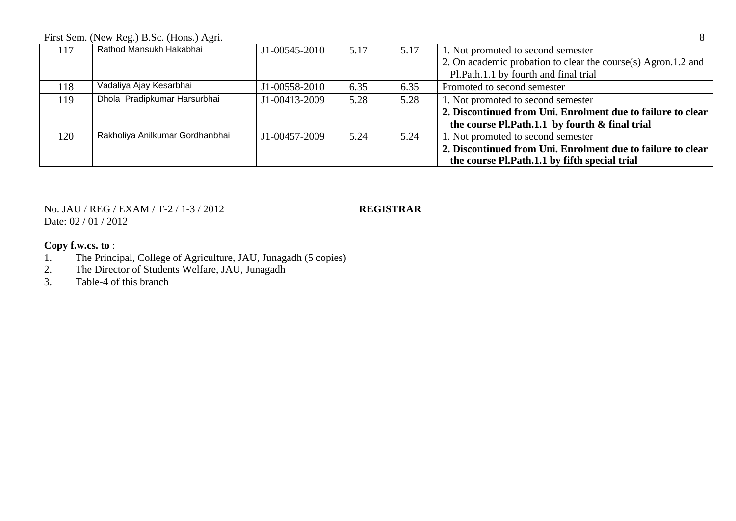| 117 | Rathod Mansukh Hakabhai | J1-00545-2010 | 5.17 | 5.17 | 1. Not promoted to second semester<br>2. On academic probation to clear the course(s) Agron.1.2 and Pl.Path.1.1 by fourth and final trial |
|---|---|---|---|---|---|
| 118 | Vadaliya Ajay Kesarbhai | J1-00558-2010 | 6.35 | 6.35 | Promoted to second semester |
| 119 | Dhola Pradipkumar Harsurbhai | J1-00413-2009 | 5.28 | 5.28 | 1. Not promoted to second semester<br>**2. Discontinued from Uni. Enrolment due to failure to clear the course Pl.Path.1.1 by fourth & final trial** |
| 120 | Rakholiya Anilkumar Gordhanbhai | J1-00457-2009 | 5.24 | 5.24 | 1. Not promoted to second semester<br>**2. Discontinued from Uni. Enrolment due to failure to clear the course Pl.Path.1.1 by fifth special trial** |

No. JAU / REG / EXAM / T-2 / 1-3 / 2012 **REGISTRAR**
Date: 02 / 01 / 2012

**Copy f.w.cs. to** :

1. The Principal, College of Agriculture, JAU, Junagadh (5 copies)
2. The Director of Students Welfare, JAU, Junagadh
3. Table-4 of this branch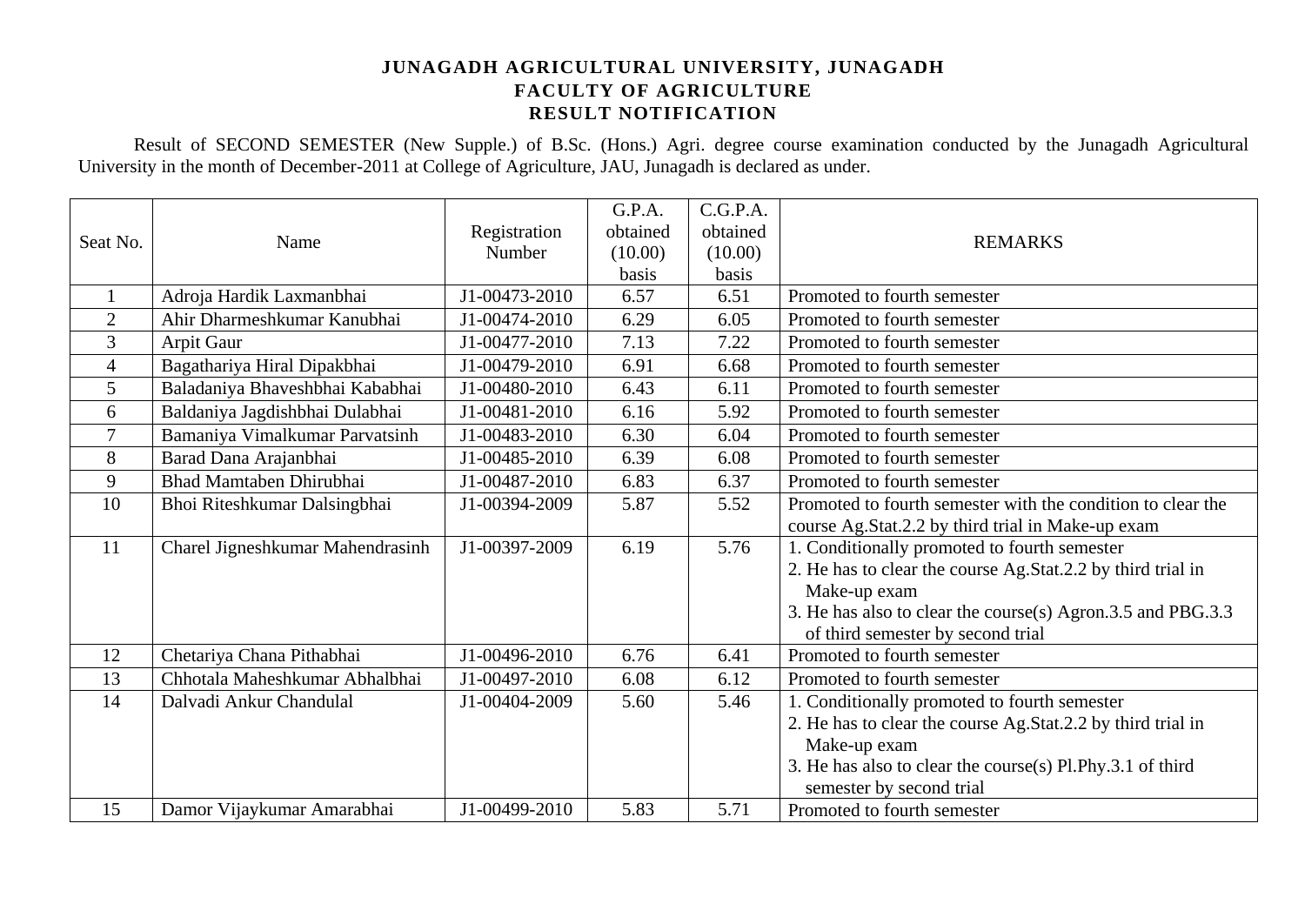**JUNAGADH AGRICULTURAL UNIVERSITY, JUNAGADH**
**FACULTY OF AGRICULTURE**
**RESULT NOTIFICATION**

Result of SECOND SEMESTER (New Supple.) of B.Sc. (Hons.) Agri. degree course examination conducted by the Junagadh Agricultural University in the month of December-2011 at College of Agriculture, JAU, Junagadh is declared as under.

| Seat No. | Name | Registration Number | G.P.A. obtained (10.00) basis | C.G.P.A. obtained (10.00) basis | REMARKS |
|---|---|---|---|---|---|
| 1 | Adroja Hardik Laxmanbhai | J1-00473-2010 | 6.57 | 6.51 | Promoted to fourth semester |
| 2 | Ahir Dharmeshkumar Kanubhai | J1-00474-2010 | 6.29 | 6.05 | Promoted to fourth semester |
| 3 | Arpit Gaur | J1-00477-2010 | 7.13 | 7.22 | Promoted to fourth semester |
| 4 | Bagathariya Hiral Dipakbhai | J1-00479-2010 | 6.91 | 6.68 | Promoted to fourth semester |
| 5 | Baladaniya Bhaveshbhai Kababhai | J1-00480-2010 | 6.43 | 6.11 | Promoted to fourth semester |
| 6 | Baldaniya Jagdishbhai Dulabhai | J1-00481-2010 | 6.16 | 5.92 | Promoted to fourth semester |
| 7 | Bamaniya Vimalkumar Parvatsinh | J1-00483-2010 | 6.30 | 6.04 | Promoted to fourth semester |
| 8 | Barad Dana Arajanbhai | J1-00485-2010 | 6.39 | 6.08 | Promoted to fourth semester |
| 9 | Bhad Mamtaben Dhirubhai | J1-00487-2010 | 6.83 | 6.37 | Promoted to fourth semester |
| 10 | Bhoi Riteshkumar Dalsingbhai | J1-00394-2009 | 5.87 | 5.52 | Promoted to fourth semester with the condition to clear the course Ag.Stat.2.2 by third trial in Make-up exam |
| 11 | Charel Jigneshkumar Mahendrasinh | J1-00397-2009 | 6.19 | 5.76 | 1. Conditionally promoted to fourth semester<br>2. He has to clear the course Ag.Stat.2.2 by third trial in Make-up exam<br>3. He has also to clear the course(s) Agron.3.5 and PBG.3.3 of third semester by second trial |
| 12 | Chetariya Chana Pithabhai | J1-00496-2010 | 6.76 | 6.41 | Promoted to fourth semester |
| 13 | Chhotala Maheshkumar Abhalbhai | J1-00497-2010 | 6.08 | 6.12 | Promoted to fourth semester |
| 14 | Dalvadi Ankur Chandulal | J1-00404-2009 | 5.60 | 5.46 | 1. Conditionally promoted to fourth semester<br>2. He has to clear the course Ag.Stat.2.2 by third trial in Make-up exam<br>3. He has also to clear the course(s) Pl.Phy.3.1 of third semester by second trial |
| 15 | Damor Vijaykumar Amarabhai | J1-00499-2010 | 5.83 | 5.71 | Promoted to fourth semester |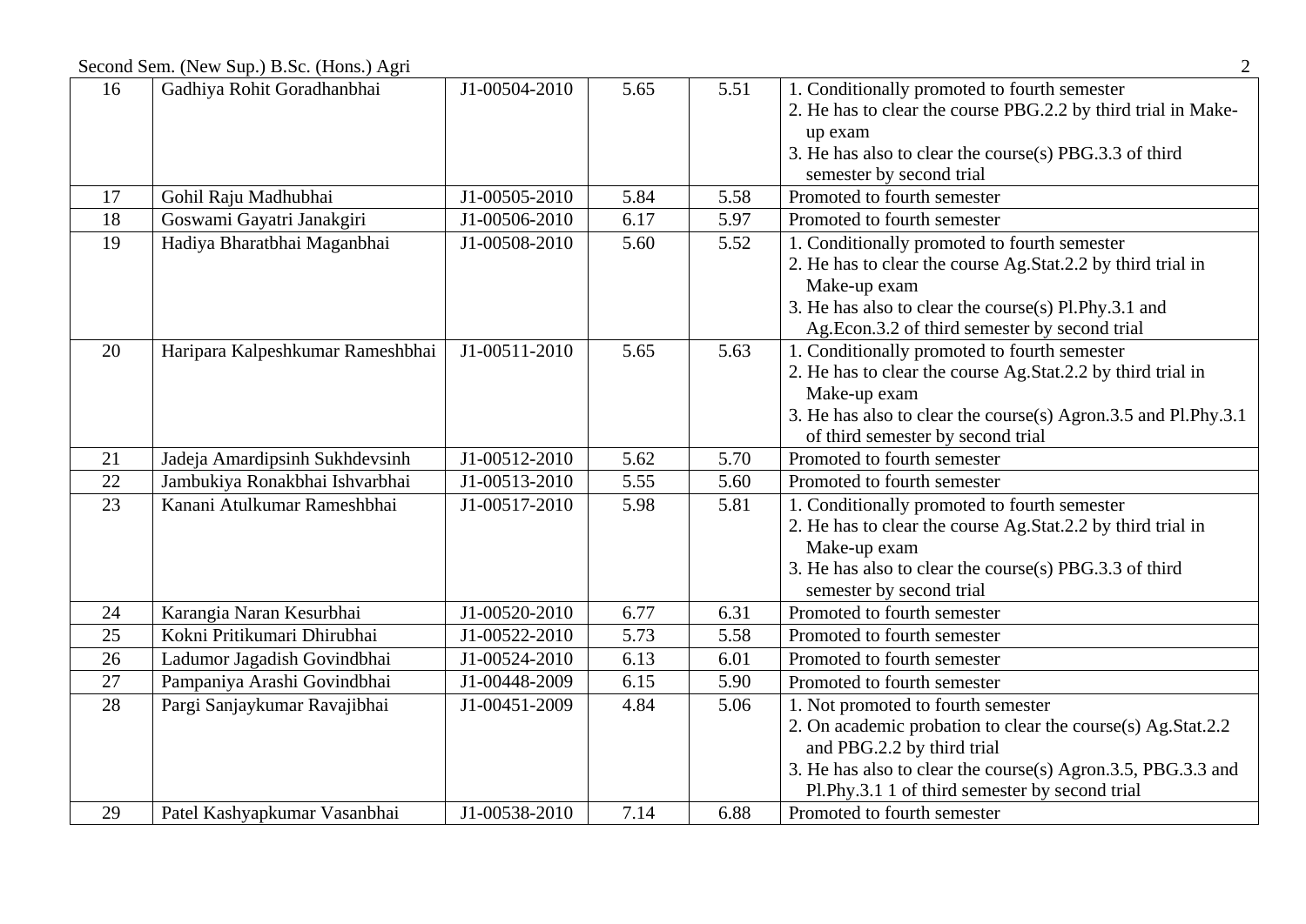| 16 | Gadhiya Rohit Goradhanbhai | J1-00504-2010 | 5.65 | 5.51 | 1. Conditionally promoted to fourth semester<br>2. He has to clear the course PBG.2.2 by third trial in Make-up exam<br>3. He has also to clear the course(s) PBG.3.3 of third semester by second trial |
|---|---|---|---|---|---|
| 17 | Gohil Raju Madhubhai | J1-00505-2010 | 5.84 | 5.58 | Promoted to fourth semester |
| 18 | Goswami Gayatri Janakgiri | J1-00506-2010 | 6.17 | 5.97 | Promoted to fourth semester |
| 19 | Hadiya Bharatbhai Maganbhai | J1-00508-2010 | 5.60 | 5.52 | 1. Conditionally promoted to fourth semester<br>2. He has to clear the course Ag.Stat.2.2 by third trial in Make-up exam<br>3. He has also to clear the course(s) Pl.Phy.3.1 and Ag.Econ.3.2 of third semester by second trial |
| 20 | Haripara Kalpeshkumar Rameshbhai | J1-00511-2010 | 5.65 | 5.63 | 1. Conditionally promoted to fourth semester<br>2. He has to clear the course Ag.Stat.2.2 by third trial in Make-up exam<br>3. He has also to clear the course(s) Agron.3.5 and Pl.Phy.3.1 of third semester by second trial |
| 21 | Jadeja Amardipsinh Sukhdevsinh | J1-00512-2010 | 5.62 | 5.70 | Promoted to fourth semester |
| 22 | Jambukiya Ronakbhai Ishvarbhai | J1-00513-2010 | 5.55 | 5.60 | Promoted to fourth semester |
| 23 | Kanani Atulkumar Rameshbhai | J1-00517-2010 | 5.98 | 5.81 | 1. Conditionally promoted to fourth semester<br>2. He has to clear the course Ag.Stat.2.2 by third trial in Make-up exam<br>3. He has also to clear the course(s) PBG.3.3 of third semester by second trial |
| 24 | Karangia Naran Kesurbhai | J1-00520-2010 | 6.77 | 6.31 | Promoted to fourth semester |
| 25 | Kokni Pritikumari Dhirubhai | J1-00522-2010 | 5.73 | 5.58 | Promoted to fourth semester |
| 26 | Ladumor Jagadish Govindbhai | J1-00524-2010 | 6.13 | 6.01 | Promoted to fourth semester |
| 27 | Pampaniya Arashi Govindbhai | J1-00448-2009 | 6.15 | 5.90 | Promoted to fourth semester |
| 28 | Pargi Sanjaykumar Ravajibhai | J1-00451-2009 | 4.84 | 5.06 | 1. Not promoted to fourth semester<br>2. On academic probation to clear the course(s) Ag.Stat.2.2 and PBG.2.2 by third trial<br>3. He has also to clear the course(s) Agron.3.5, PBG.3.3 and Pl.Phy.3.1 1 of third semester by second trial |
| 29 | Patel Kashyapkumar Vasanbhai | J1-00538-2010 | 7.14 | 6.88 | Promoted to fourth semester |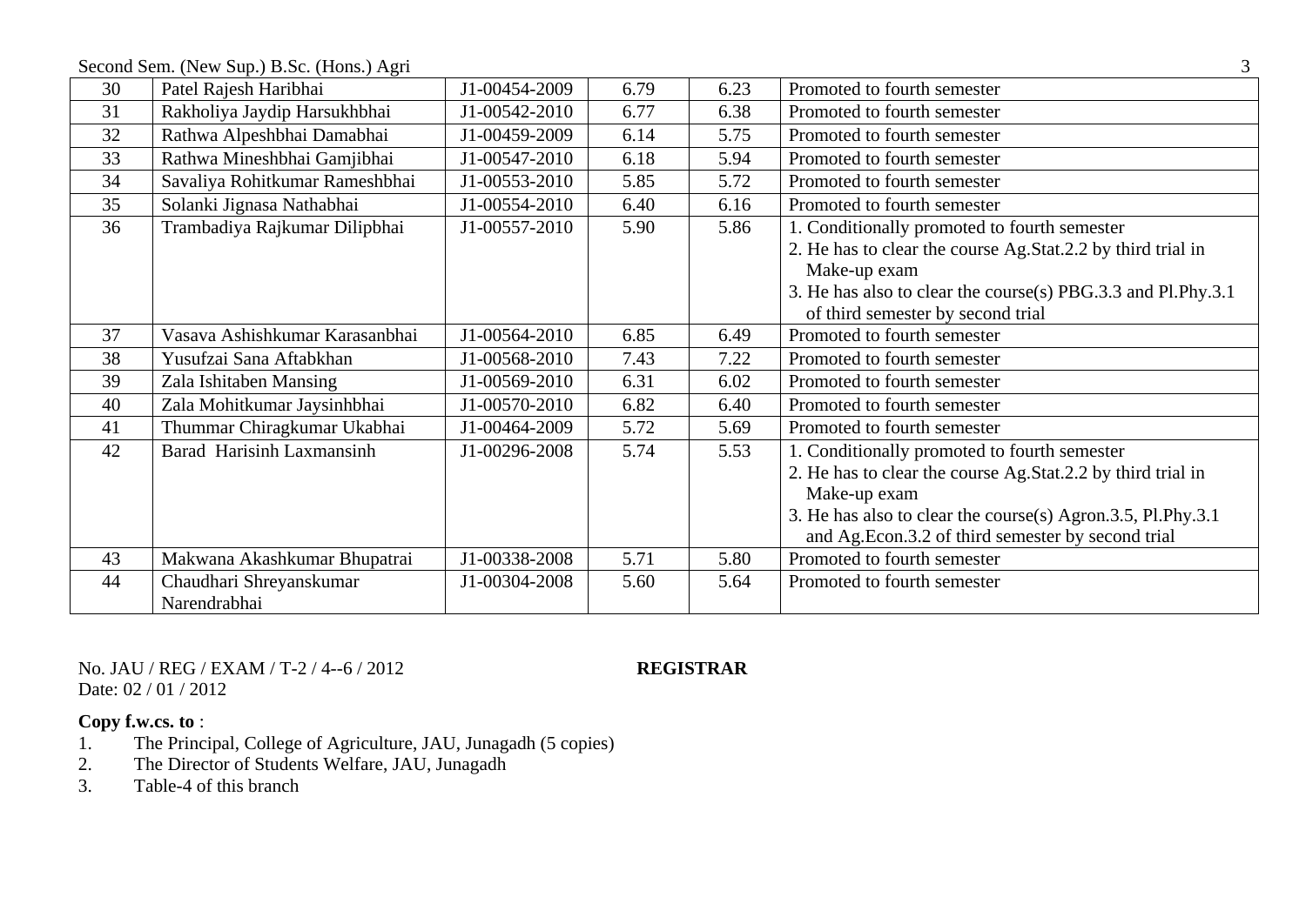| 30 | Patel Rajesh Haribhai | J1-00454-2009 | 6.79 | 6.23 | Promoted to fourth semester |
|---|---|---|---|---|---|
| 31 | Rakholiya Jaydip Harsukhbhai | J1-00542-2010 | 6.77 | 6.38 | Promoted to fourth semester |
| 32 | Rathwa Alpeshbhai Damabhai | J1-00459-2009 | 6.14 | 5.75 | Promoted to fourth semester |
| 33 | Rathwa Mineshbhai Gamjibhai | J1-00547-2010 | 6.18 | 5.94 | Promoted to fourth semester |
| 34 | Savaliya Rohitkumar Rameshbhai | J1-00553-2010 | 5.85 | 5.72 | Promoted to fourth semester |
| 35 | Solanki Jignasa Nathabhai | J1-00554-2010 | 6.40 | 6.16 | Promoted to fourth semester |
| 36 | Trambadiya Rajkumar Dilipbhai | J1-00557-2010 | 5.90 | 5.86 | 1. Conditionally promoted to fourth semester<br>2. He has to clear the course Ag.Stat.2.2 by third trial in Make-up exam<br>3. He has also to clear the course(s) PBG.3.3 and Pl.Phy.3.1 of third semester by second trial |
| 37 | Vasava Ashishkumar Karasanbhai | J1-00564-2010 | 6.85 | 6.49 | Promoted to fourth semester |
| 38 | Yusufzai Sana Aftabkhan | J1-00568-2010 | 7.43 | 7.22 | Promoted to fourth semester |
| 39 | Zala Ishitaben Mansing | J1-00569-2010 | 6.31 | 6.02 | Promoted to fourth semester |
| 40 | Zala Mohitkumar Jaysinhbhai | J1-00570-2010 | 6.82 | 6.40 | Promoted to fourth semester |
| 41 | Thummar Chiragkumar Ukabhai | J1-00464-2009 | 5.72 | 5.69 | Promoted to fourth semester |
| 42 | Barad Harisinh Laxmansinh | J1-00296-2008 | 5.74 | 5.53 | 1. Conditionally promoted to fourth semester<br>2. He has to clear the course Ag.Stat.2.2 by third trial in Make-up exam<br>3. He has also to clear the course(s) Agron.3.5, Pl.Phy.3.1 and Ag.Econ.3.2 of third semester by second trial |
| 43 | Makwana Akashkumar Bhupatrai | J1-00338-2008 | 5.71 | 5.80 | Promoted to fourth semester |
| 44 | Chaudhari Shreyanskumar Narendrabhai | J1-00304-2008 | 5.60 | 5.64 | Promoted to fourth semester |

No. JAU / REG / EXAM / T-2 / 4--6 / 2012

Date: 02 / 01 / 2012

**REGISTRAR**

**Copy f.w.cs. to** :

1. The Principal, College of Agriculture, JAU, Junagadh (5 copies)
2. The Director of Students Welfare, JAU, Junagadh
3. Table-4 of this branch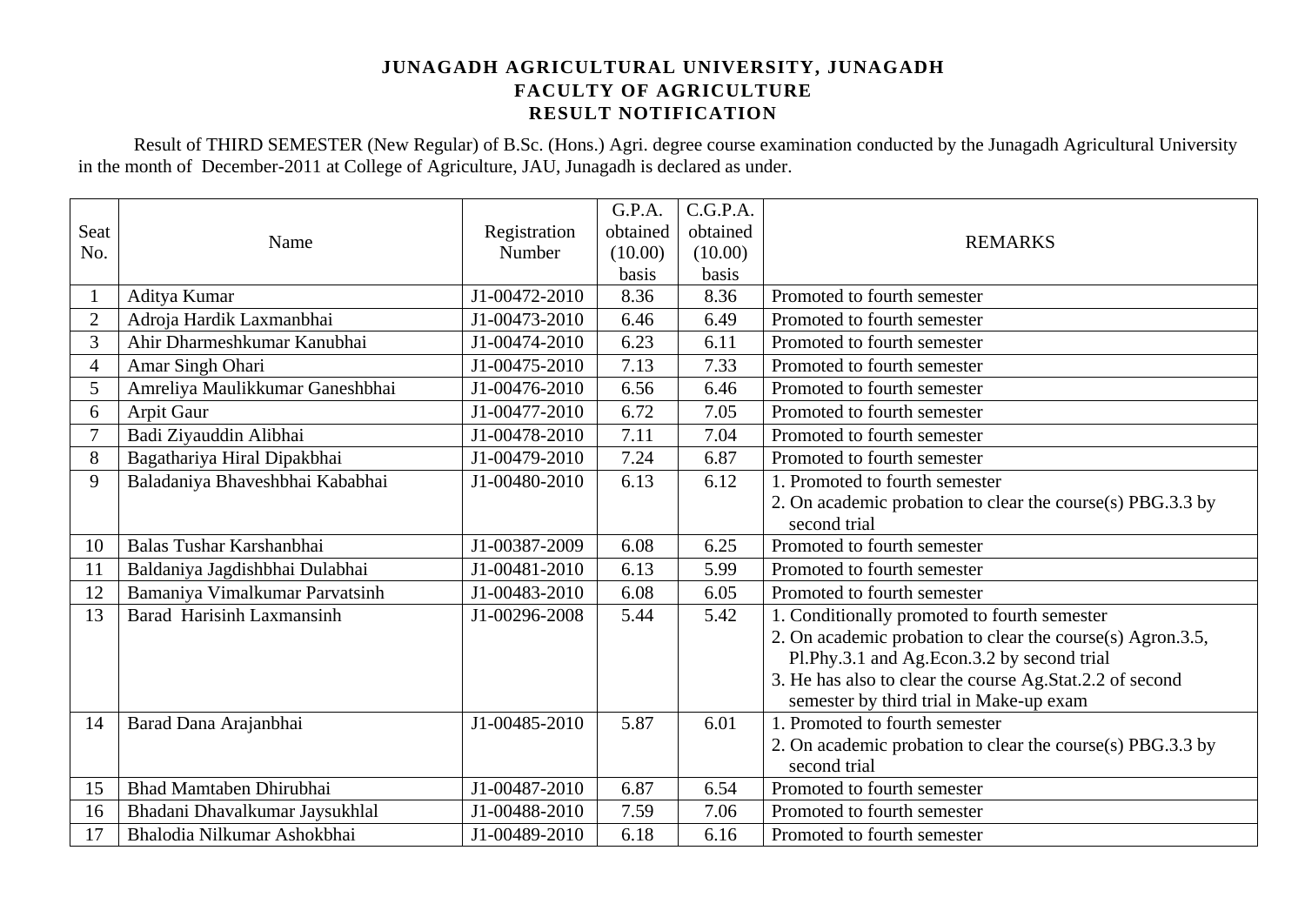# JUNAGADH AGRICULTURAL UNIVERSITY, JUNAGADH
## FACULTY OF AGRICULTURE
## RESULT NOTIFICATION

Result of THIRD SEMESTER (New Regular) of B.Sc. (Hons.) Agri. degree course examination conducted by the Junagadh Agricultural University in the month of December-2011 at College of Agriculture, JAU, Junagadh is declared as under.

| Seat No. | Name | Registration Number | G.P.A. obtained (10.00) basis | C.G.P.A. obtained (10.00) basis | REMARKS |
|---|---|---|---|---|---|
| 1 | Aditya Kumar | J1-00472-2010 | 8.36 | 8.36 | Promoted to fourth semester |
| 2 | Adroja Hardik Laxmanbhai | J1-00473-2010 | 6.46 | 6.49 | Promoted to fourth semester |
| 3 | Ahir Dharmeshkumar Kanubhai | J1-00474-2010 | 6.23 | 6.11 | Promoted to fourth semester |
| 4 | Amar Singh Ohari | J1-00475-2010 | 7.13 | 7.33 | Promoted to fourth semester |
| 5 | Amreliya Maulikkumar Ganeshbhai | J1-00476-2010 | 6.56 | 6.46 | Promoted to fourth semester |
| 6 | Arpit Gaur | J1-00477-2010 | 6.72 | 7.05 | Promoted to fourth semester |
| 7 | Badi Ziyauddin Alibhai | J1-00478-2010 | 7.11 | 7.04 | Promoted to fourth semester |
| 8 | Bagathariya Hiral Dipakbhai | J1-00479-2010 | 7.24 | 6.87 | Promoted to fourth semester |
| 9 | Baladaniya Bhaveshbhai Kababhai | J1-00480-2010 | 6.13 | 6.12 | 1. Promoted to fourth semester<br>2. On academic probation to clear the course(s) PBG.3.3 by second trial |
| 10 | Balas Tushar Karshanbhai | J1-00387-2009 | 6.08 | 6.25 | Promoted to fourth semester |
| 11 | Baldaniya Jagdishbhai Dulabhai | J1-00481-2010 | 6.13 | 5.99 | Promoted to fourth semester |
| 12 | Bamaniya Vimalkumar Parvatsinh | J1-00483-2010 | 6.08 | 6.05 | Promoted to fourth semester |
| 13 | Barad Harisinh Laxmansinh | J1-00296-2008 | 5.44 | 5.42 | 1. Conditionally promoted to fourth semester<br>2. On academic probation to clear the course(s) Agron.3.5, Pl.Phy.3.1 and Ag.Econ.3.2 by second trial<br>3. He has also to clear the course Ag.Stat.2.2 of second semester by third trial in Make-up exam |
| 14 | Barad Dana Arajanbhai | J1-00485-2010 | 5.87 | 6.01 | 1. Promoted to fourth semester<br>2. On academic probation to clear the course(s) PBG.3.3 by second trial |
| 15 | Bhad Mamtaben Dhirubhai | J1-00487-2010 | 6.87 | 6.54 | Promoted to fourth semester |
| 16 | Bhadani Dhavalkumar Jaysukhlal | J1-00488-2010 | 7.59 | 7.06 | Promoted to fourth semester |
| 17 | Bhalodia Nilkumar Ashokbhai | J1-00489-2010 | 6.18 | 6.16 | Promoted to fourth semester |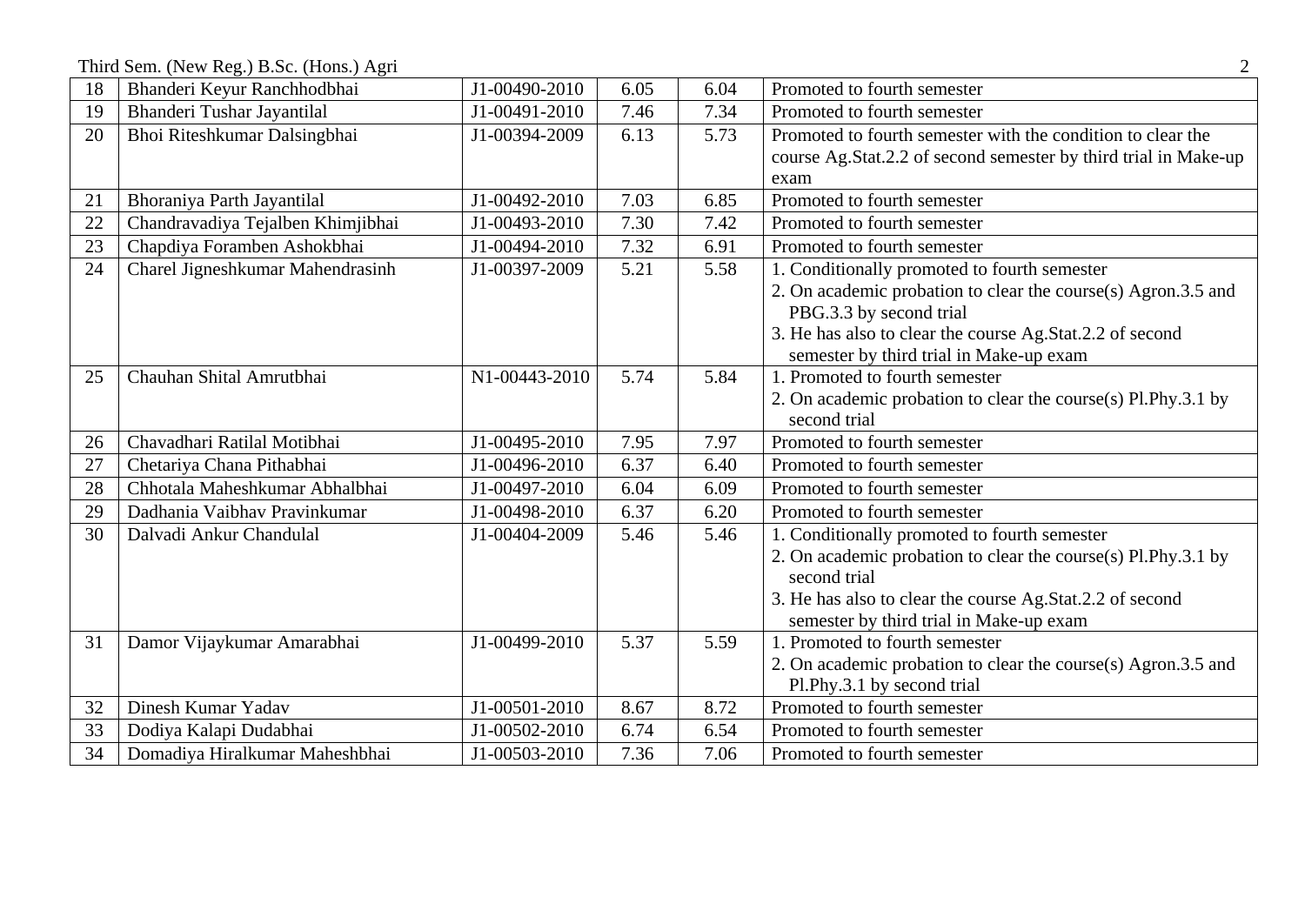| 18 | Bhanderi Keyur Ranchhodbhai | J1-00490-2010 | 6.05 | 6.04 | Promoted to fourth semester |
|---|---|---|---|---|---|
| 19 | Bhanderi Tushar Jayantilal | J1-00491-2010 | 7.46 | 7.34 | Promoted to fourth semester |
| 20 | Bhoi Riteshkumar Dalsingbhai | J1-00394-2009 | 6.13 | 5.73 | Promoted to fourth semester with the condition to clear the course Ag.Stat.2.2 of second semester by third trial in Make-up exam |
| 21 | Bhoraniya Parth Jayantilal | J1-00492-2010 | 7.03 | 6.85 | Promoted to fourth semester |
| 22 | Chandravadiya Tejalben Khimjibhai | J1-00493-2010 | 7.30 | 7.42 | Promoted to fourth semester |
| 23 | Chapdiya Foramben Ashokbhai | J1-00494-2010 | 7.32 | 6.91 | Promoted to fourth semester |
| 24 | Charel Jigneshkumar Mahendrasinh | J1-00397-2009 | 5.21 | 5.58 | 1. Conditionally promoted to fourth semester<br>2. On academic probation to clear the course(s) Agron.3.5 and PBG.3.3 by second trial<br>3. He has also to clear the course Ag.Stat.2.2 of second semester by third trial in Make-up exam |
| 25 | Chauhan Shital Amrutbhai | N1-00443-2010 | 5.74 | 5.84 | 1. Promoted to fourth semester<br>2. On academic probation to clear the course(s) Pl.Phy.3.1 by second trial |
| 26 | Chavadhari Ratilal Motibhai | J1-00495-2010 | 7.95 | 7.97 | Promoted to fourth semester |
| 27 | Chetariya Chana Pithabhai | J1-00496-2010 | 6.37 | 6.40 | Promoted to fourth semester |
| 28 | Chhotala Maheshkumar Abhalbhai | J1-00497-2010 | 6.04 | 6.09 | Promoted to fourth semester |
| 29 | Dadhania Vaibhav Pravinkumar | J1-00498-2010 | 6.37 | 6.20 | Promoted to fourth semester |
| 30 | Dalvadi Ankur Chandulal | J1-00404-2009 | 5.46 | 5.46 | 1. Conditionally promoted to fourth semester<br>2. On academic probation to clear the course(s) Pl.Phy.3.1 by second trial<br>3. He has also to clear the course Ag.Stat.2.2 of second semester by third trial in Make-up exam |
| 31 | Damor Vijaykumar Amarabhai | J1-00499-2010 | 5.37 | 5.59 | 1. Promoted to fourth semester<br>2. On academic probation to clear the course(s) Agron.3.5 and Pl.Phy.3.1 by second trial |
| 32 | Dinesh Kumar Yadav | J1-00501-2010 | 8.67 | 8.72 | Promoted to fourth semester |
| 33 | Dodiya Kalapi Dudabhai | J1-00502-2010 | 6.74 | 6.54 | Promoted to fourth semester |
| 34 | Domadiya Hiralkumar Maheshbhai | J1-00503-2010 | 7.36 | 7.06 | Promoted to fourth semester |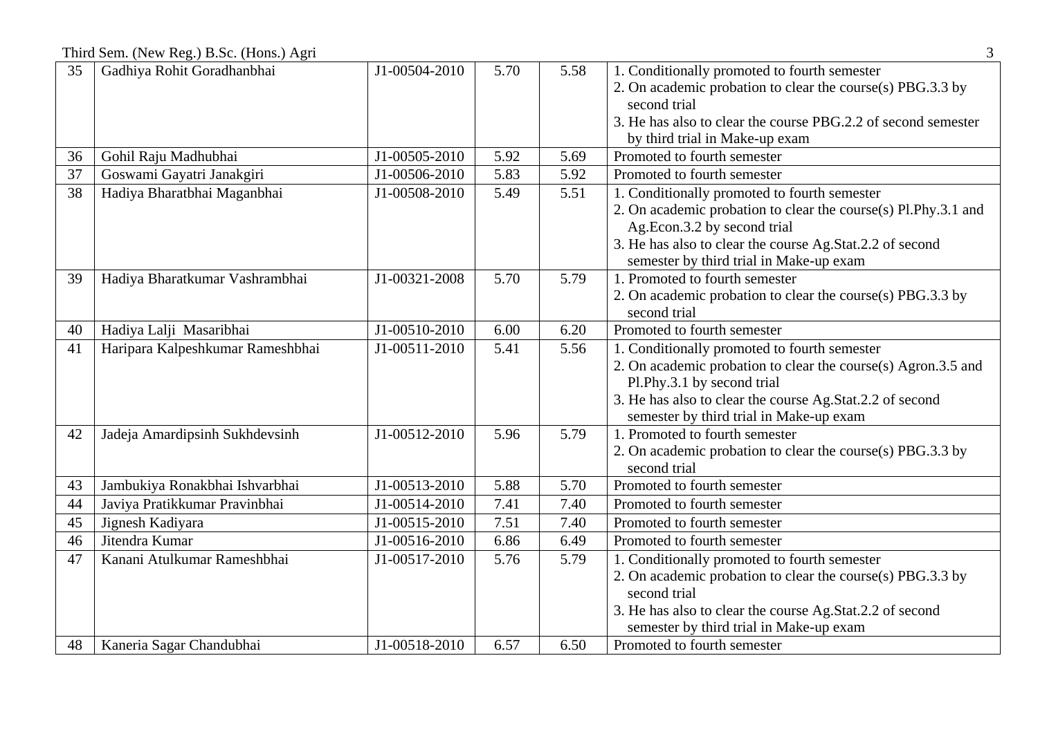| 35 | Gadhiya Rohit Goradhanbhai | J1-00504-2010 | 5.70 | 5.58 | 1. Conditionally promoted to fourth semester<br>2. On academic probation to clear the course(s) PBG.3.3 by second trial<br>3. He has also to clear the course PBG.2.2 of second semester by third trial in Make-up exam |
|---|---|---|---|---|---|
| 36 | Gohil Raju Madhubhai | J1-00505-2010 | 5.92 | 5.69 | Promoted to fourth semester |
| 37 | Goswami Gayatri Janakgiri | J1-00506-2010 | 5.83 | 5.92 | Promoted to fourth semester |
| 38 | Hadiya Bharatbhai Maganbhai | J1-00508-2010 | 5.49 | 5.51 | 1. Conditionally promoted to fourth semester<br>2. On academic probation to clear the course(s) Pl.Phy.3.1 and Ag.Econ.3.2 by second trial<br>3. He has also to clear the course Ag.Stat.2.2 of second semester by third trial in Make-up exam |
| 39 | Hadiya Bharatkumar Vashrambhai | J1-00321-2008 | 5.70 | 5.79 | 1. Promoted to fourth semester<br>2. On academic probation to clear the course(s) PBG.3.3 by second trial |
| 40 | Hadiya Lalji Masaribhai | J1-00510-2010 | 6.00 | 6.20 | Promoted to fourth semester |
| 41 | Haripara Kalpeshkumar Rameshbhai | J1-00511-2010 | 5.41 | 5.56 | 1. Conditionally promoted to fourth semester<br>2. On academic probation to clear the course(s) Agron.3.5 and Pl.Phy.3.1 by second trial<br>3. He has also to clear the course Ag.Stat.2.2 of second semester by third trial in Make-up exam |
| 42 | Jadeja Amardipsinh Sukhdevsinh | J1-00512-2010 | 5.96 | 5.79 | 1. Promoted to fourth semester<br>2. On academic probation to clear the course(s) PBG.3.3 by second trial |
| 43 | Jambukiya Ronakbhai Ishvarbhai | J1-00513-2010 | 5.88 | 5.70 | Promoted to fourth semester |
| 44 | Javiya Pratikkumar Pravinbhai | J1-00514-2010 | 7.41 | 7.40 | Promoted to fourth semester |
| 45 | Jignesh Kadiyara | J1-00515-2010 | 7.51 | 7.40 | Promoted to fourth semester |
| 46 | Jitendra Kumar | J1-00516-2010 | 6.86 | 6.49 | Promoted to fourth semester |
| 47 | Kanani Atulkumar Rameshbhai | J1-00517-2010 | 5.76 | 5.79 | 1. Conditionally promoted to fourth semester<br>2. On academic probation to clear the course(s) PBG.3.3 by second trial<br>3. He has also to clear the course Ag.Stat.2.2 of second semester by third trial in Make-up exam |
| 48 | Kaneria Sagar Chandubhai | J1-00518-2010 | 6.57 | 6.50 | Promoted to fourth semester |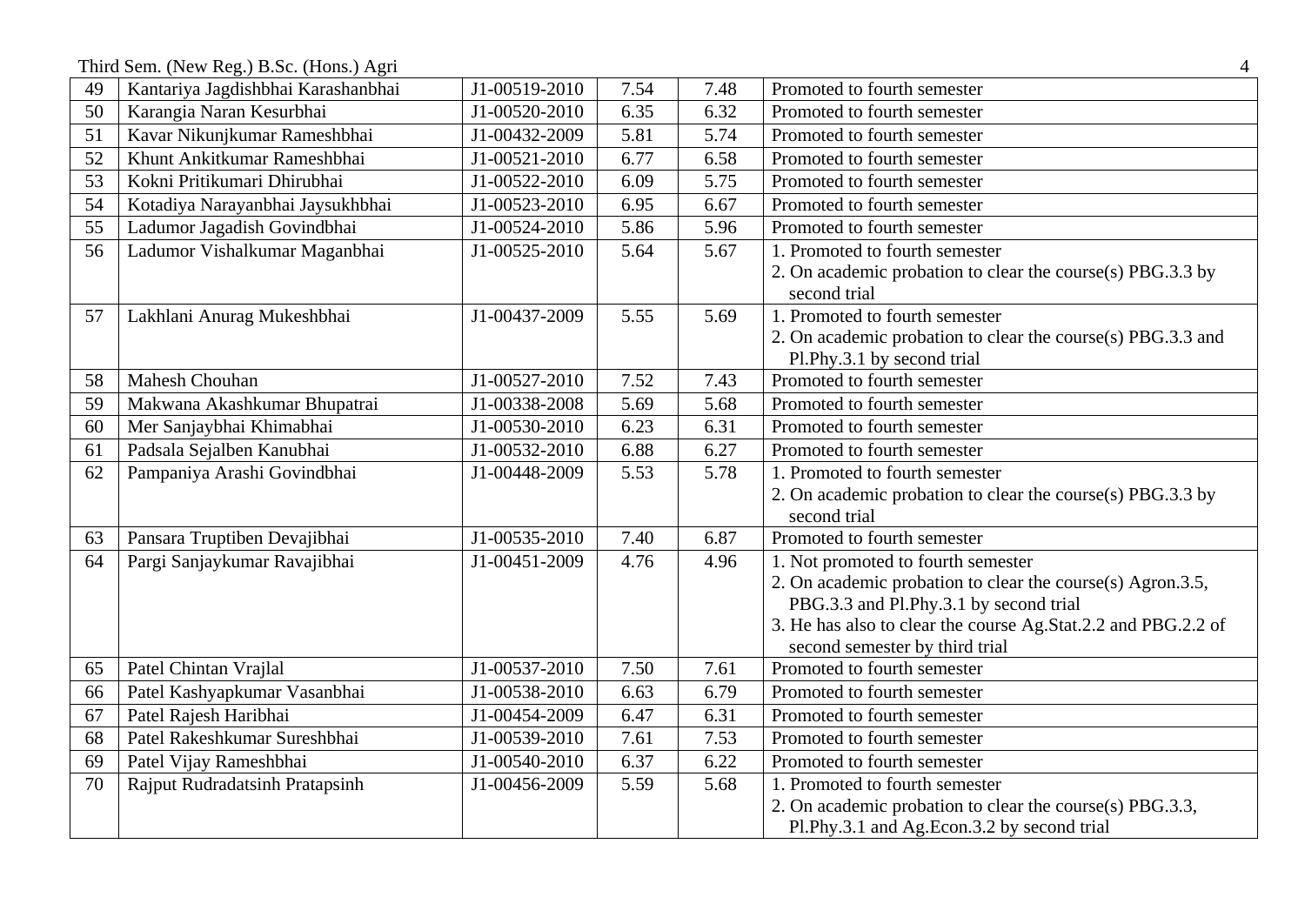| 49 | Kantariya Jagdishbhai Karashanbhai | J1-00519-2010 | 7.54 | 7.48 | Promoted to fourth semester |
|---|---|---|---|---|---|
| 50 | Karangia Naran Kesurbhai | J1-00520-2010 | 6.35 | 6.32 | Promoted to fourth semester |
| 51 | Kavar Nikunjkumar Rameshbhai | J1-00432-2009 | 5.81 | 5.74 | Promoted to fourth semester |
| 52 | Khunt Ankitkumar Rameshbhai | J1-00521-2010 | 6.77 | 6.58 | Promoted to fourth semester |
| 53 | Kokni Pritikumari Dhirubhai | J1-00522-2010 | 6.09 | 5.75 | Promoted to fourth semester |
| 54 | Kotadiya Narayanbhai Jaysukhbhai | J1-00523-2010 | 6.95 | 6.67 | Promoted to fourth semester |
| 55 | Ladumor Jagadish Govindbhai | J1-00524-2010 | 5.86 | 5.96 | Promoted to fourth semester |
| 56 | Ladumor Vishalkumar Maganbhai | J1-00525-2010 | 5.64 | 5.67 | 1. Promoted to fourth semester<br>2. On academic probation to clear the course(s) PBG.3.3 by second trial |
| 57 | Lakhlani Anurag Mukeshbhai | J1-00437-2009 | 5.55 | 5.69 | 1. Promoted to fourth semester<br>2. On academic probation to clear the course(s) PBG.3.3 and Pl.Phy.3.1 by second trial |
| 58 | Mahesh Chouhan | J1-00527-2010 | 7.52 | 7.43 | Promoted to fourth semester |
| 59 | Makwana Akashkumar Bhupatrai | J1-00338-2008 | 5.69 | 5.68 | Promoted to fourth semester |
| 60 | Mer Sanjaybhai Khimabhai | J1-00530-2010 | 6.23 | 6.31 | Promoted to fourth semester |
| 61 | Padsala Sejalben Kanubhai | J1-00532-2010 | 6.88 | 6.27 | Promoted to fourth semester |
| 62 | Pampaniya Arashi Govindbhai | J1-00448-2009 | 5.53 | 5.78 | 1. Promoted to fourth semester<br>2. On academic probation to clear the course(s) PBG.3.3 by second trial |
| 63 | Pansara Truptiben Devajibhai | J1-00535-2010 | 7.40 | 6.87 | Promoted to fourth semester |
| 64 | Pargi Sanjaykumar Ravajibhai | J1-00451-2009 | 4.76 | 4.96 | 1. Not promoted to fourth semester<br>2. On academic probation to clear the course(s) Agron.3.5, PBG.3.3 and Pl.Phy.3.1 by second trial<br>3. He has also to clear the course Ag.Stat.2.2 and PBG.2.2 of second semester by third trial |
| 65 | Patel Chintan Vrajlal | J1-00537-2010 | 7.50 | 7.61 | Promoted to fourth semester |
| 66 | Patel Kashyapkumar Vasanbhai | J1-00538-2010 | 6.63 | 6.79 | Promoted to fourth semester |
| 67 | Patel Rajesh Haribhai | J1-00454-2009 | 6.47 | 6.31 | Promoted to fourth semester |
| 68 | Patel Rakeshkumar Sureshbhai | J1-00539-2010 | 7.61 | 7.53 | Promoted to fourth semester |
| 69 | Patel Vijay Rameshbhai | J1-00540-2010 | 6.37 | 6.22 | Promoted to fourth semester |
| 70 | Rajput Rudradatsinh Pratapsinh | J1-00456-2009 | 5.59 | 5.68 | 1. Promoted to fourth semester<br>2. On academic probation to clear the course(s) PBG.3.3, Pl.Phy.3.1 and Ag.Econ.3.2 by second trial |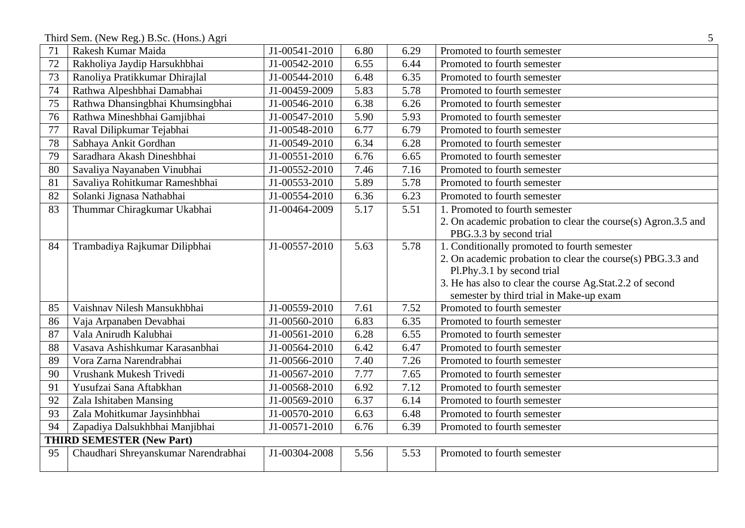| 71 | Rakesh Kumar Maida | J1-00541-2010 | 6.80 | 6.29 | Promoted to fourth semester |
|---|---|---|---|---|---|
| 72 | Rakholiya Jaydip Harsukhbhai | J1-00542-2010 | 6.55 | 6.44 | Promoted to fourth semester |
| 73 | Ranoliya Pratikkumar Dhirajlal | J1-00544-2010 | 6.48 | 6.35 | Promoted to fourth semester |
| 74 | Rathwa Alpeshbhai Damabhai | J1-00459-2009 | 5.83 | 5.78 | Promoted to fourth semester |
| 75 | Rathwa Dhansingbhai Khumsingbhai | J1-00546-2010 | 6.38 | 6.26 | Promoted to fourth semester |
| 76 | Rathwa Mineshbhai Gamjibhai | J1-00547-2010 | 5.90 | 5.93 | Promoted to fourth semester |
| 77 | Raval Dilipkumar Tejabhai | J1-00548-2010 | 6.77 | 6.79 | Promoted to fourth semester |
| 78 | Sabhaya Ankit Gordhan | J1-00549-2010 | 6.34 | 6.28 | Promoted to fourth semester |
| 79 | Saradhara Akash Dineshbhai | J1-00551-2010 | 6.76 | 6.65 | Promoted to fourth semester |
| 80 | Savaliya Nayanaben Vinubhai | J1-00552-2010 | 7.46 | 7.16 | Promoted to fourth semester |
| 81 | Savaliya Rohitkumar Rameshbhai | J1-00553-2010 | 5.89 | 5.78 | Promoted to fourth semester |
| 82 | Solanki Jignasa Nathabhai | J1-00554-2010 | 6.36 | 6.23 | Promoted to fourth semester |
| 83 | Thummar Chiragkumar Ukabhai | J1-00464-2009 | 5.17 | 5.51 | 1. Promoted to fourth semester<br>2. On academic probation to clear the course(s) Agron.3.5 and PBG.3.3 by second trial |
| 84 | Trambadiya Rajkumar Dilipbhai | J1-00557-2010 | 5.63 | 5.78 | 1. Conditionally promoted to fourth semester<br>2. On academic probation to clear the course(s) PBG.3.3 and Pl.Phy.3.1 by second trial<br>3. He has also to clear the course Ag.Stat.2.2 of second semester by third trial in Make-up exam |
| 85 | Vaishnav Nilesh Mansukhbhai | J1-00559-2010 | 7.61 | 7.52 | Promoted to fourth semester |
| 86 | Vaja Arpanaben Devabhai | J1-00560-2010 | 6.83 | 6.35 | Promoted to fourth semester |
| 87 | Vala Anirudh Kalubhai | J1-00561-2010 | 6.28 | 6.55 | Promoted to fourth semester |
| 88 | Vasava Ashishkumar Karasanbhai | J1-00564-2010 | 6.42 | 6.47 | Promoted to fourth semester |
| 89 | Vora Zarna Narendrabhai | J1-00566-2010 | 7.40 | 7.26 | Promoted to fourth semester |
| 90 | Vrushank Mukesh Trivedi | J1-00567-2010 | 7.77 | 7.65 | Promoted to fourth semester |
| 91 | Yusufzai Sana Aftabkhan | J1-00568-2010 | 6.92 | 7.12 | Promoted to fourth semester |
| 92 | Zala Ishitaben Mansing | J1-00569-2010 | 6.37 | 6.14 | Promoted to fourth semester |
| 93 | Zala Mohitkumar Jaysinhbhai | J1-00570-2010 | 6.63 | 6.48 | Promoted to fourth semester |
| 94 | Zapadiya Dalsukhbhai Manjibhai | J1-00571-2010 | 6.76 | 6.39 | Promoted to fourth semester |
| **THIRD SEMESTER (New Part)** | | | | | |
| 95 | Chaudhari Shreyanskumar Narendrabhai | J1-00304-2008 | 5.56 | 5.53 | Promoted to fourth semester |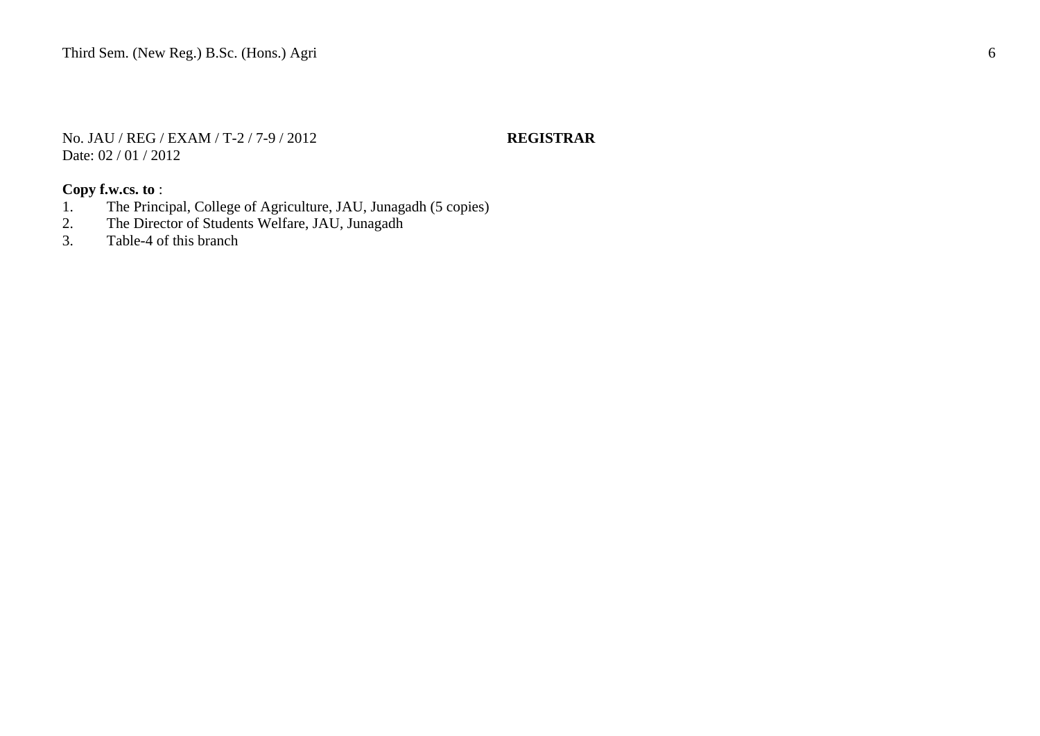No. JAU / REG / EXAM / T-2 / 7-9 / 2012 **REGISTRAR**
Date: 02 / 01 / 2012

**Copy f.w.cs. to** :

1. The Principal, College of Agriculture, JAU, Junagadh (5 copies)
2. The Director of Students Welfare, JAU, Junagadh
3. Table-4 of this branch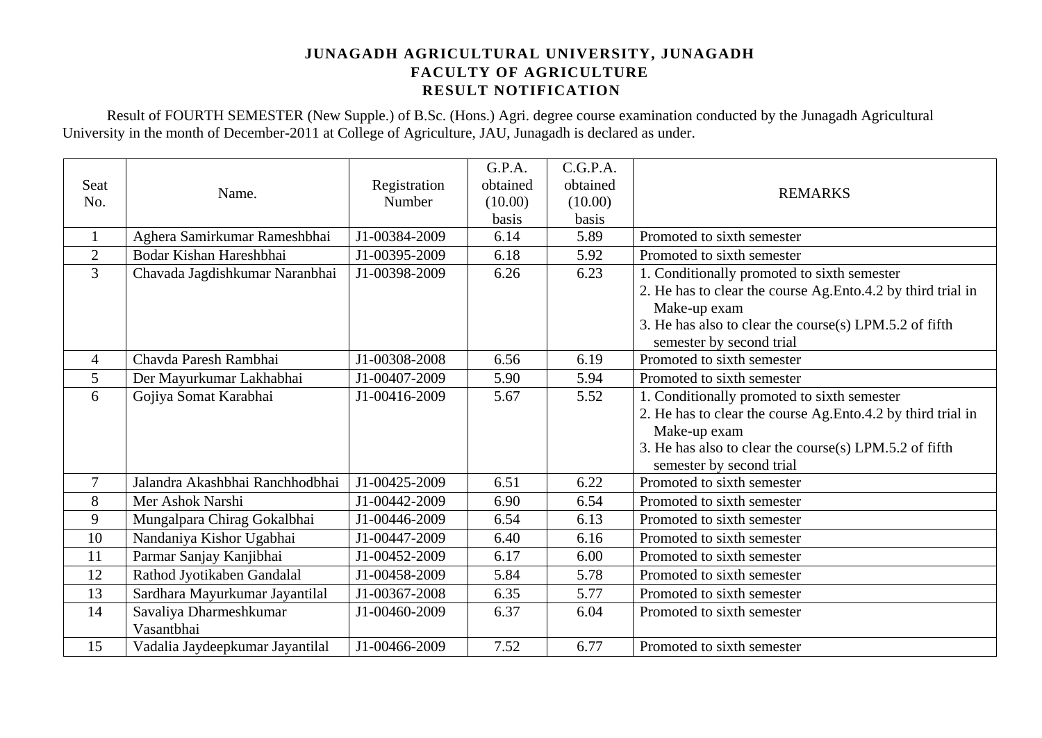**JUNAGADH AGRICULTURAL UNIVERSITY, JUNAGADH**
**FACULTY OF AGRICULTURE**
**RESULT NOTIFICATION**

Result of FOURTH SEMESTER (New Supple.) of B.Sc. (Hons.) Agri. degree course examination conducted by the Junagadh Agricultural University in the month of December-2011 at College of Agriculture, JAU, Junagadh is declared as under.

| Seat No. | Name. | Registration Number | G.P.A. obtained (10.00) basis | C.G.P.A. obtained (10.00) basis | REMARKS |
|---|---|---|---|---|---|
| 1 | Aghera Samirkumar Rameshbhai | J1-00384-2009 | 6.14 | 5.89 | Promoted to sixth semester |
| 2 | Bodar Kishan Hareshbhai | J1-00395-2009 | 6.18 | 5.92 | Promoted to sixth semester |
| 3 | Chavada Jagdishkumar Naranbhai | J1-00398-2009 | 6.26 | 6.23 | 1. Conditionally promoted to sixth semester<br>2. He has to clear the course Ag.Ento.4.2 by third trial in Make-up exam<br>3. He has also to clear the course(s) LPM.5.2 of fifth semester by second trial |
| 4 | Chavda Paresh Rambhai | J1-00308-2008 | 6.56 | 6.19 | Promoted to sixth semester |
| 5 | Der Mayurkumar Lakhabhai | J1-00407-2009 | 5.90 | 5.94 | Promoted to sixth semester |
| 6 | Gojiya Somat Karabhai | J1-00416-2009 | 5.67 | 5.52 | 1. Conditionally promoted to sixth semester<br>2. He has to clear the course Ag.Ento.4.2 by third trial in Make-up exam<br>3. He has also to clear the course(s) LPM.5.2 of fifth semester by second trial |
| 7 | Jalandra Akashbhai Ranchhodbhai | J1-00425-2009 | 6.51 | 6.22 | Promoted to sixth semester |
| 8 | Mer Ashok Narshi | J1-00442-2009 | 6.90 | 6.54 | Promoted to sixth semester |
| 9 | Mungalpara Chirag Gokalbhai | J1-00446-2009 | 6.54 | 6.13 | Promoted to sixth semester |
| 10 | Nandaniya Kishor Ugabhai | J1-00447-2009 | 6.40 | 6.16 | Promoted to sixth semester |
| 11 | Parmar Sanjay Kanjibhai | J1-00452-2009 | 6.17 | 6.00 | Promoted to sixth semester |
| 12 | Rathod Jyotikaben Gandalal | J1-00458-2009 | 5.84 | 5.78 | Promoted to sixth semester |
| 13 | Sardhara Mayurkumar Jayantilal | J1-00367-2008 | 6.35 | 5.77 | Promoted to sixth semester |
| 14 | Savaliya Dharmeshkumar Vasantbhai | J1-00460-2009 | 6.37 | 6.04 | Promoted to sixth semester |
| 15 | Vadalia Jaydeepkumar Jayantilal | J1-00466-2009 | 7.52 | 6.77 | Promoted to sixth semester |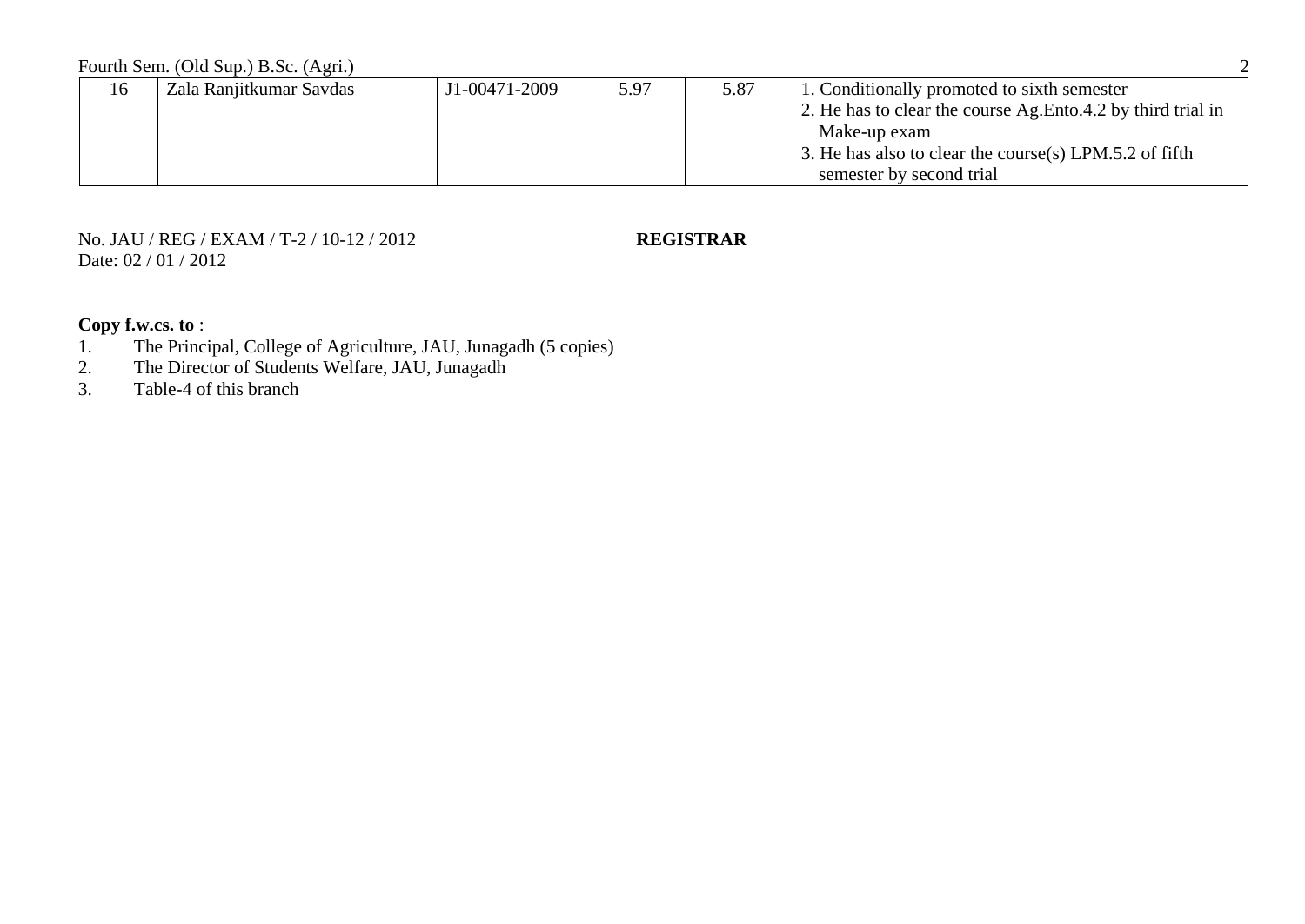Fourth Sem. (Old Sup.) B.Sc. (Agri.)

| | | | | | |
|---|---|---|---|---|---|
| 16 | Zala Ranjitkumar Savdas | J1-00471-2009 | 5.97 | 5.87 | 1. Conditionally promoted to sixth semester<br>2. He has to clear the course Ag.Ento.4.2 by third trial in Make-up exam<br>3. He has also to clear the course(s) LPM.5.2 of fifth semester by second trial |

No. JAU / REG / EXAM / T-2 / 10-12 / 2012 **REGISTRAR**
Date: 02 / 01 / 2012

**Copy f.w.cs. to** :

1. The Principal, College of Agriculture, JAU, Junagadh (5 copies)
2. The Director of Students Welfare, JAU, Junagadh
3. Table-4 of this branch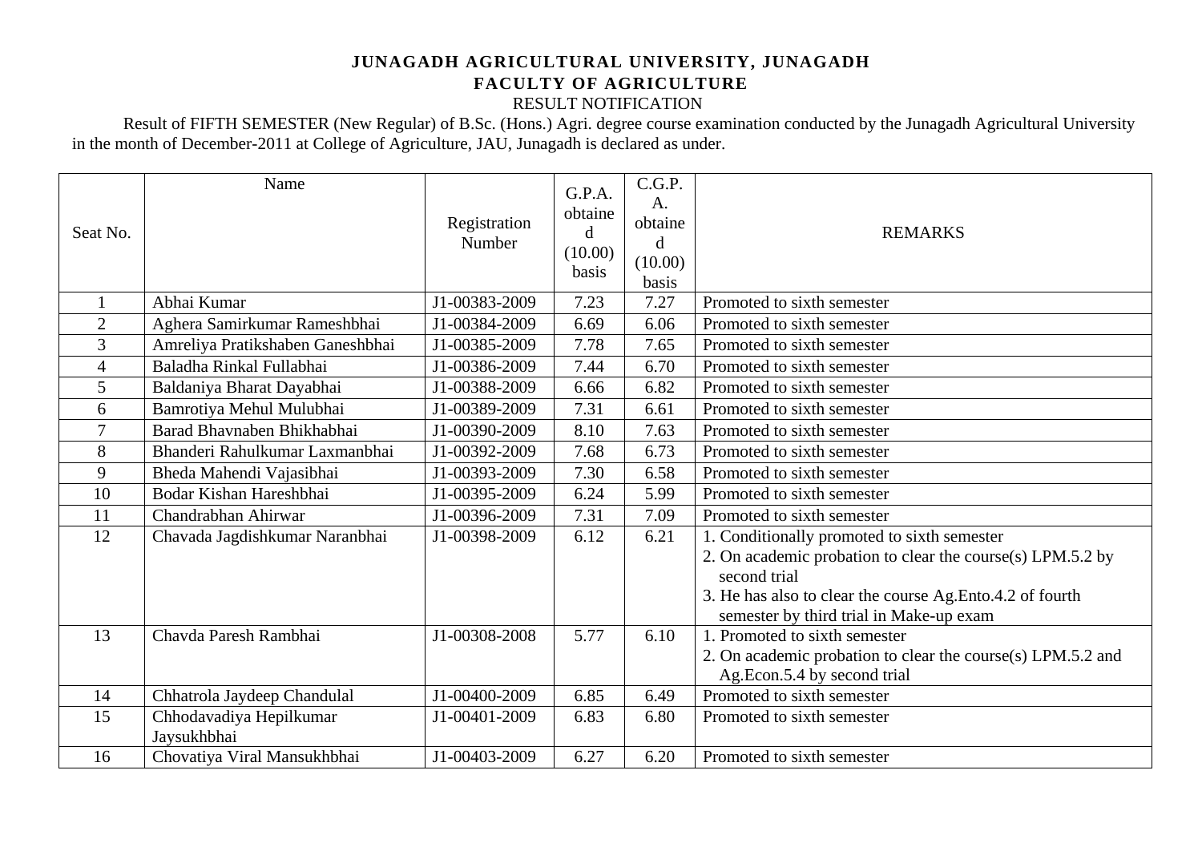**JUNAGADH AGRICULTURAL UNIVERSITY, JUNAGADH**

**FACULTY OF AGRICULTURE**

RESULT NOTIFICATION

Result of FIFTH SEMESTER (New Regular) of B.Sc. (Hons.) Agri. degree course examination conducted by the Junagadh Agricultural University in the month of December-2011 at College of Agriculture, JAU, Junagadh is declared as under.

| Seat No. | Name | Registration Number | G.P.A. obtained (10.00) basis | C.G.P.A. obtained (10.00) basis | REMARKS |
|---|---|---|---|---|---|
| 1 | Abhai Kumar | J1-00383-2009 | 7.23 | 7.27 | Promoted to sixth semester |
| 2 | Aghera Samirkumar Rameshbhai | J1-00384-2009 | 6.69 | 6.06 | Promoted to sixth semester |
| 3 | Amreliya Pratikshaben Ganeshbhai | J1-00385-2009 | 7.78 | 7.65 | Promoted to sixth semester |
| 4 | Baladha Rinkal Fullabhai | J1-00386-2009 | 7.44 | 6.70 | Promoted to sixth semester |
| 5 | Baldaniya Bharat Dayabhai | J1-00388-2009 | 6.66 | 6.82 | Promoted to sixth semester |
| 6 | Bamrotiya Mehul Mulubhai | J1-00389-2009 | 7.31 | 6.61 | Promoted to sixth semester |
| 7 | Barad Bhavnaben Bhikhabhai | J1-00390-2009 | 8.10 | 7.63 | Promoted to sixth semester |
| 8 | Bhanderi Rahulkumar Laxmanbhai | J1-00392-2009 | 7.68 | 6.73 | Promoted to sixth semester |
| 9 | Bheda Mahendi Vajasibhai | J1-00393-2009 | 7.30 | 6.58 | Promoted to sixth semester |
| 10 | Bodar Kishan Hareshbhai | J1-00395-2009 | 6.24 | 5.99 | Promoted to sixth semester |
| 11 | Chandrabhan Ahirwar | J1-00396-2009 | 7.31 | 7.09 | Promoted to sixth semester |
| 12 | Chavada Jagdishkumar Naranbhai | J1-00398-2009 | 6.12 | 6.21 | 1. Conditionally promoted to sixth semester<br>2. On academic probation to clear the course(s) LPM.5.2 by second trial<br>3. He has also to clear the course Ag.Ento.4.2 of fourth semester by third trial in Make-up exam |
| 13 | Chavda Paresh Rambhai | J1-00308-2008 | 5.77 | 6.10 | 1. Promoted to sixth semester<br>2. On academic probation to clear the course(s) LPM.5.2 and Ag.Econ.5.4 by second trial |
| 14 | Chhatrola Jaydeep Chandulal | J1-00400-2009 | 6.85 | 6.49 | Promoted to sixth semester |
| 15 | Chhodavadiya Hepilkumar Jaysukhbhai | J1-00401-2009 | 6.83 | 6.80 | Promoted to sixth semester |
| 16 | Chovatiya Viral Mansukhbhai | J1-00403-2009 | 6.27 | 6.20 | Promoted to sixth semester |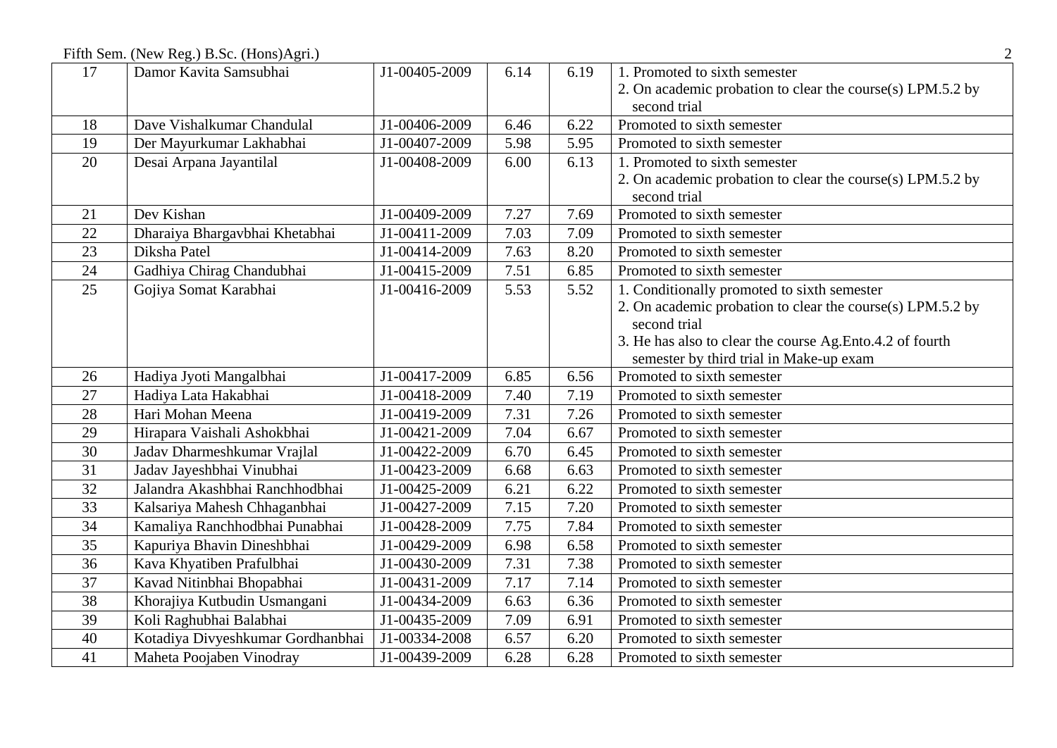Fifth Sem. (New Reg.) B.Sc. (Hons)Agri.

| | | | | | |
|---|---|---|---|---|---|
| 17 | Damor Kavita Samsubhai | J1-00405-2009 | 6.14 | 6.19 | 1. Promoted to sixth semester<br>2. On academic probation to clear the course(s) LPM.5.2 by second trial |
| 18 | Dave Vishalkumar Chandulal | J1-00406-2009 | 6.46 | 6.22 | Promoted to sixth semester |
| 19 | Der Mayurkumar Lakhabhai | J1-00407-2009 | 5.98 | 5.95 | Promoted to sixth semester |
| 20 | Desai Arpana Jayantilal | J1-00408-2009 | 6.00 | 6.13 | 1. Promoted to sixth semester<br>2. On academic probation to clear the course(s) LPM.5.2 by second trial |
| 21 | Dev Kishan | J1-00409-2009 | 7.27 | 7.69 | Promoted to sixth semester |
| 22 | Dharaiya Bhargavbhai Khetabhai | J1-00411-2009 | 7.03 | 7.09 | Promoted to sixth semester |
| 23 | Diksha Patel | J1-00414-2009 | 7.63 | 8.20 | Promoted to sixth semester |
| 24 | Gadhiya Chirag Chandubhai | J1-00415-2009 | 7.51 | 6.85 | Promoted to sixth semester |
| 25 | Gojiya Somat Karabhai | J1-00416-2009 | 5.53 | 5.52 | 1. Conditionally promoted to sixth semester<br>2. On academic probation to clear the course(s) LPM.5.2 by second trial<br>3. He has also to clear the course Ag.Ento.4.2 of fourth semester by third trial in Make-up exam |
| 26 | Hadiya Jyoti Mangalbhai | J1-00417-2009 | 6.85 | 6.56 | Promoted to sixth semester |
| 27 | Hadiya Lata Hakabhai | J1-00418-2009 | 7.40 | 7.19 | Promoted to sixth semester |
| 28 | Hari Mohan Meena | J1-00419-2009 | 7.31 | 7.26 | Promoted to sixth semester |
| 29 | Hirapara Vaishali Ashokbhai | J1-00421-2009 | 7.04 | 6.67 | Promoted to sixth semester |
| 30 | Jadav Dharmeshkumar Vrajlal | J1-00422-2009 | 6.70 | 6.45 | Promoted to sixth semester |
| 31 | Jadav Jayeshbhai Vinubhai | J1-00423-2009 | 6.68 | 6.63 | Promoted to sixth semester |
| 32 | Jalandra Akashbhai Ranchhodbhai | J1-00425-2009 | 6.21 | 6.22 | Promoted to sixth semester |
| 33 | Kalsariya Mahesh Chhaganbhai | J1-00427-2009 | 7.15 | 7.20 | Promoted to sixth semester |
| 34 | Kamaliya Ranchhodbhai Punabhai | J1-00428-2009 | 7.75 | 7.84 | Promoted to sixth semester |
| 35 | Kapuriya Bhavin Dineshbhai | J1-00429-2009 | 6.98 | 6.58 | Promoted to sixth semester |
| 36 | Kava Khyatiben Prafulbhai | J1-00430-2009 | 7.31 | 7.38 | Promoted to sixth semester |
| 37 | Kavad Nitinbhai Bhopabhai | J1-00431-2009 | 7.17 | 7.14 | Promoted to sixth semester |
| 38 | Khorajiya Kutbudin Usmangani | J1-00434-2009 | 6.63 | 6.36 | Promoted to sixth semester |
| 39 | Koli Raghubhai Balabhai | J1-00435-2009 | 7.09 | 6.91 | Promoted to sixth semester |
| 40 | Kotadiya Divyeshkumar Gordhanbhai | J1-00334-2008 | 6.57 | 6.20 | Promoted to sixth semester |
| 41 | Maheta Poojaben Vinodray | J1-00439-2009 | 6.28 | 6.28 | Promoted to sixth semester |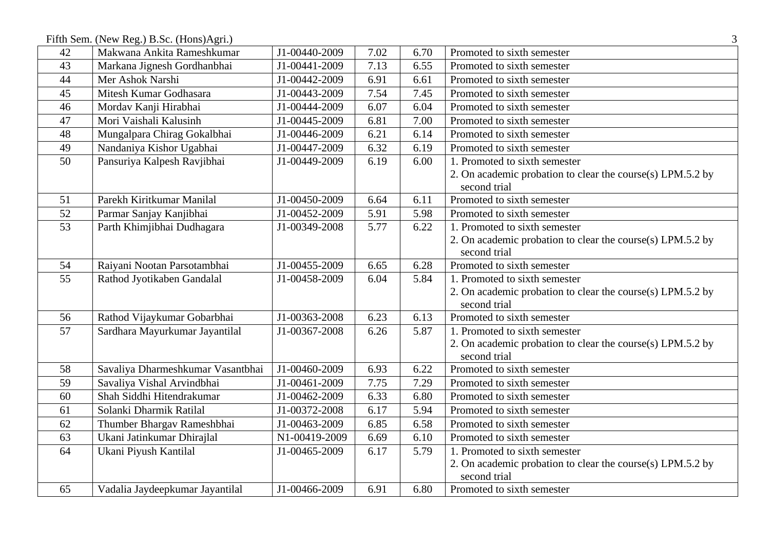| 42 | Makwana Ankita Rameshkumar | J1-00440-2009 | 7.02 | 6.70 | Promoted to sixth semester |
|---|---|---|---|---|---|
| 43 | Markana Jignesh Gordhanbhai | J1-00441-2009 | 7.13 | 6.55 | Promoted to sixth semester |
| 44 | Mer Ashok Narshi | J1-00442-2009 | 6.91 | 6.61 | Promoted to sixth semester |
| 45 | Mitesh Kumar Godhasara | J1-00443-2009 | 7.54 | 7.45 | Promoted to sixth semester |
| 46 | Mordav Kanji Hirabhai | J1-00444-2009 | 6.07 | 6.04 | Promoted to sixth semester |
| 47 | Mori Vaishali Kalusinh | J1-00445-2009 | 6.81 | 7.00 | Promoted to sixth semester |
| 48 | Mungalpara Chirag Gokalbhai | J1-00446-2009 | 6.21 | 6.14 | Promoted to sixth semester |
| 49 | Nandaniya Kishor Ugabhai | J1-00447-2009 | 6.32 | 6.19 | Promoted to sixth semester |
| 50 | Pansuriya Kalpesh Ravjibhai | J1-00449-2009 | 6.19 | 6.00 | 1. Promoted to sixth semester<br>2. On academic probation to clear the course(s) LPM.5.2 by second trial |
| 51 | Parekh Kiritkumar Manilal | J1-00450-2009 | 6.64 | 6.11 | Promoted to sixth semester |
| 52 | Parmar Sanjay Kanjibhai | J1-00452-2009 | 5.91 | 5.98 | Promoted to sixth semester |
| 53 | Parth Khimjibhai Dudhagara | J1-00349-2008 | 5.77 | 6.22 | 1. Promoted to sixth semester<br>2. On academic probation to clear the course(s) LPM.5.2 by second trial |
| 54 | Raiyani Nootan Parsotambhai | J1-00455-2009 | 6.65 | 6.28 | Promoted to sixth semester |
| 55 | Rathod Jyotikaben Gandalal | J1-00458-2009 | 6.04 | 5.84 | 1. Promoted to sixth semester<br>2. On academic probation to clear the course(s) LPM.5.2 by second trial |
| 56 | Rathod Vijaykumar Gobarbhai | J1-00363-2008 | 6.23 | 6.13 | Promoted to sixth semester |
| 57 | Sardhara Mayurkumar Jayantilal | J1-00367-2008 | 6.26 | 5.87 | 1. Promoted to sixth semester<br>2. On academic probation to clear the course(s) LPM.5.2 by second trial |
| 58 | Savaliya Dharmeshkumar Vasantbhai | J1-00460-2009 | 6.93 | 6.22 | Promoted to sixth semester |
| 59 | Savaliya Vishal Arvindbhai | J1-00461-2009 | 7.75 | 7.29 | Promoted to sixth semester |
| 60 | Shah Siddhi Hitendrakumar | J1-00462-2009 | 6.33 | 6.80 | Promoted to sixth semester |
| 61 | Solanki Dharmik Ratilal | J1-00372-2008 | 6.17 | 5.94 | Promoted to sixth semester |
| 62 | Thumber Bhargav Rameshbhai | J1-00463-2009 | 6.85 | 6.58 | Promoted to sixth semester |
| 63 | Ukani Jatinkumar Dhirajlal | N1-00419-2009 | 6.69 | 6.10 | Promoted to sixth semester |
| 64 | Ukani Piyush Kantilal | J1-00465-2009 | 6.17 | 5.79 | 1. Promoted to sixth semester<br>2. On academic probation to clear the course(s) LPM.5.2 by second trial |
| 65 | Vadalia Jaydeepkumar Jayantilal | J1-00466-2009 | 6.91 | 6.80 | Promoted to sixth semester |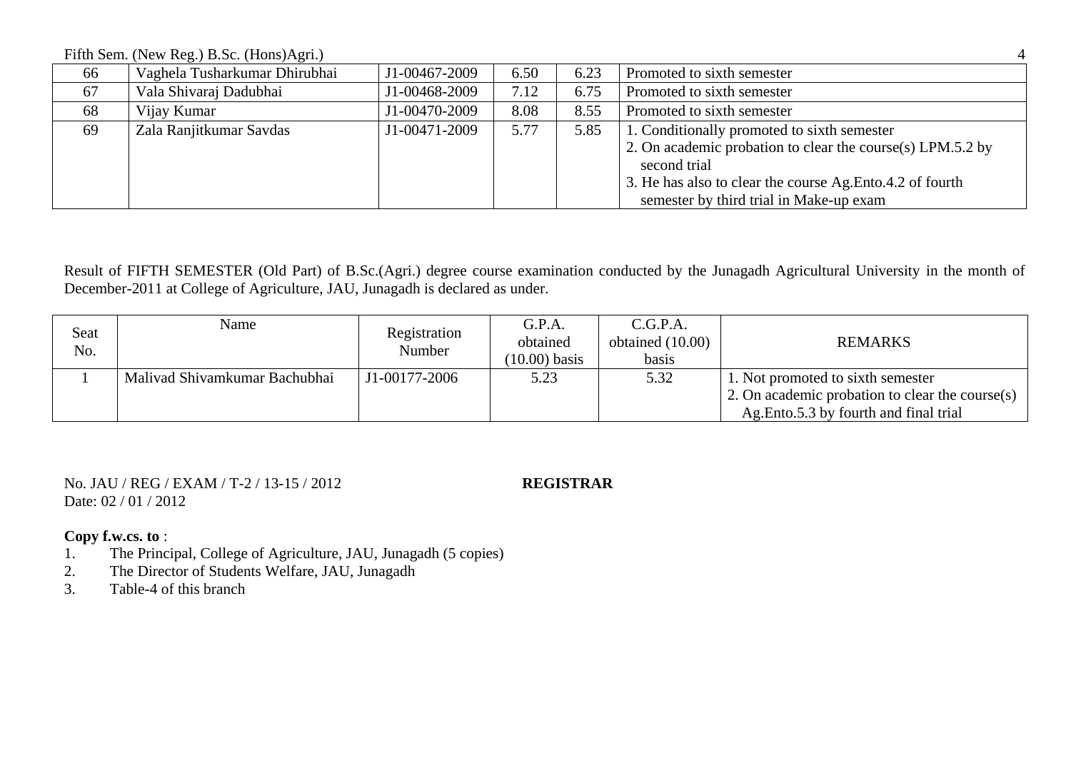| 66 | Vaghela Tusharkumar Dhirubhai | J1-00467-2009 | 6.50 | 6.23 | Promoted to sixth semester |
|---|---|---|---|---|---|
| 67 | Vala Shivaraj Dadubhai | J1-00468-2009 | 7.12 | 6.75 | Promoted to sixth semester |
| 68 | Vijay Kumar | J1-00470-2009 | 8.08 | 8.55 | Promoted to sixth semester |
| 69 | Zala Ranjitkumar Savdas | J1-00471-2009 | 5.77 | 5.85 | 1. Conditionally promoted to sixth semester<br>2. On academic probation to clear the course(s) LPM.5.2 by second trial<br>3. He has also to clear the course Ag.Ento.4.2 of fourth semester by third trial in Make-up exam |

Result of FIFTH SEMESTER (Old Part) of B.Sc.(Agri.) degree course examination conducted by the Junagadh Agricultural University in the month of December-2011 at College of Agriculture, JAU, Junagadh is declared as under.

| Seat No. | Name | Registration Number | G.P.A. obtained (10.00) basis | C.G.P.A. obtained (10.00) basis | REMARKS |
|---|---|---|---|---|---|
| 1 | Malivad Shivamkumar Bachubhai | J1-00177-2006 | 5.23 | 5.32 | 1. Not promoted to sixth semester<br>2. On academic probation to clear the course(s) Ag.Ento.5.3 by fourth and final trial |

No. JAU / REG / EXAM / T-2 / 13-15 / 2012
Date: 02 / 01 / 2012

**REGISTRAR**

**Copy f.w.cs. to** :

1. The Principal, College of Agriculture, JAU, Junagadh (5 copies)
2. The Director of Students Welfare, JAU, Junagadh
3. Table-4 of this branch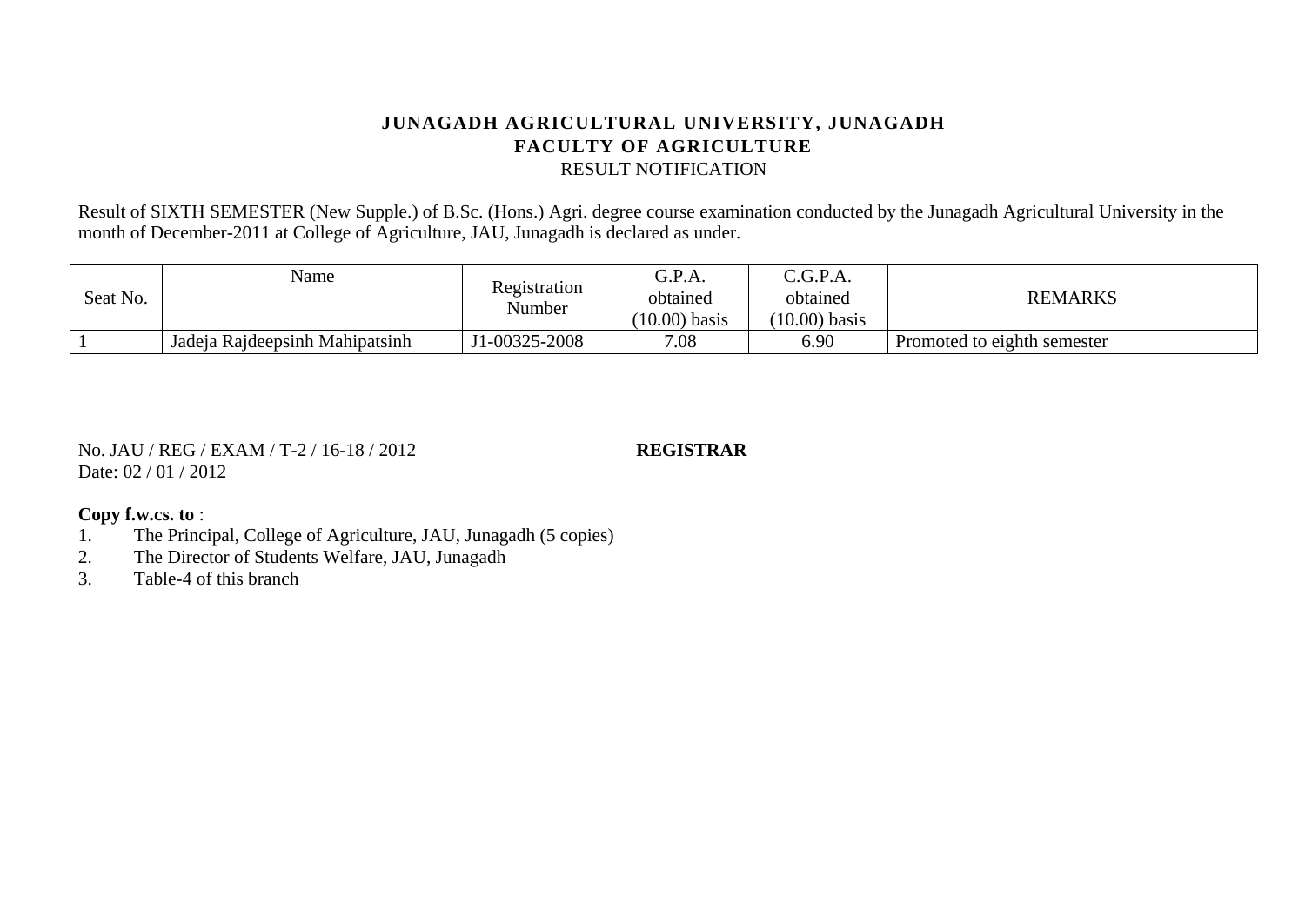**JUNAGADH AGRICULTURAL UNIVERSITY, JUNAGADH**
**FACULTY OF AGRICULTURE**
RESULT NOTIFICATION

Result of SIXTH SEMESTER (New Supple.) of B.Sc. (Hons.) Agri. degree course examination conducted by the Junagadh Agricultural University in the month of December-2011 at College of Agriculture, JAU, Junagadh is declared as under.

| Seat No. | Name | Registration Number | G.P.A. obtained (10.00) basis | C.G.P.A. obtained (10.00) basis | REMARKS |
|---|---|---|---|---|---|
| 1 | Jadeja Rajdeepsinh Mahipatsinh | J1-00325-2008 | 7.08 | 6.90 | Promoted to eighth semester |

No. JAU / REG / EXAM / T-2 / 16-18 / 2012 **REGISTRAR**
Date: 02 / 01 / 2012

**Copy f.w.cs. to** :

1. The Principal, College of Agriculture, JAU, Junagadh (5 copies)
2. The Director of Students Welfare, JAU, Junagadh
3. Table-4 of this branch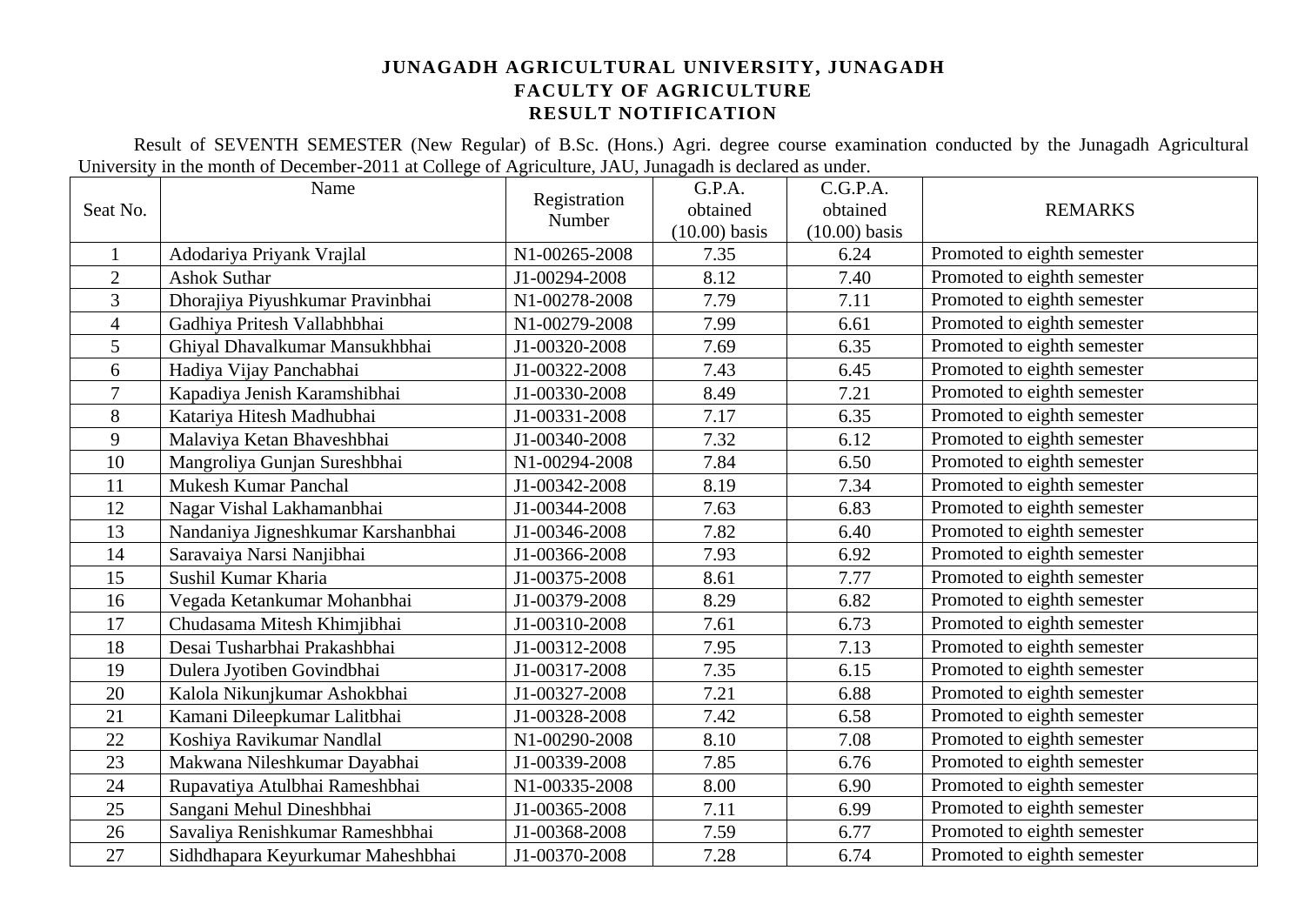**JUNAGADH AGRICULTURAL UNIVERSITY, JUNAGADH**
**FACULTY OF AGRICULTURE**
**RESULT NOTIFICATION**

Result of SEVENTH SEMESTER (New Regular) of B.Sc. (Hons.) Agri. degree course examination conducted by the Junagadh Agricultural University in the month of December-2011 at College of Agriculture, JAU, Junagadh is declared as under.

| Seat No. | Name | Registration Number | G.P.A. obtained (10.00) basis | C.G.P.A. obtained (10.00) basis | REMARKS |
|---|---|---|---|---|---|
| 1 | Adodariya Priyank Vrajlal | N1-00265-2008 | 7.35 | 6.24 | Promoted to eighth semester |
| 2 | Ashok Suthar | J1-00294-2008 | 8.12 | 7.40 | Promoted to eighth semester |
| 3 | Dhorajiya Piyushkumar Pravinbhai | N1-00278-2008 | 7.79 | 7.11 | Promoted to eighth semester |
| 4 | Gadhiya Pritesh Vallabhbhai | N1-00279-2008 | 7.99 | 6.61 | Promoted to eighth semester |
| 5 | Ghiyal Dhavalkumar Mansukhbhai | J1-00320-2008 | 7.69 | 6.35 | Promoted to eighth semester |
| 6 | Hadiya Vijay Panchabhai | J1-00322-2008 | 7.43 | 6.45 | Promoted to eighth semester |
| 7 | Kapadiya Jenish Karamshibhai | J1-00330-2008 | 8.49 | 7.21 | Promoted to eighth semester |
| 8 | Katariya Hitesh Madhubhai | J1-00331-2008 | 7.17 | 6.35 | Promoted to eighth semester |
| 9 | Malaviya Ketan Bhaveshbhai | J1-00340-2008 | 7.32 | 6.12 | Promoted to eighth semester |
| 10 | Mangroliya Gunjan Sureshbhai | N1-00294-2008 | 7.84 | 6.50 | Promoted to eighth semester |
| 11 | Mukesh Kumar Panchal | J1-00342-2008 | 8.19 | 7.34 | Promoted to eighth semester |
| 12 | Nagar Vishal Lakhamanbhai | J1-00344-2008 | 7.63 | 6.83 | Promoted to eighth semester |
| 13 | Nandaniya Jigneshkumar Karshanbhai | J1-00346-2008 | 7.82 | 6.40 | Promoted to eighth semester |
| 14 | Saravaiya Narsi Nanjibhai | J1-00366-2008 | 7.93 | 6.92 | Promoted to eighth semester |
| 15 | Sushil Kumar Kharia | J1-00375-2008 | 8.61 | 7.77 | Promoted to eighth semester |
| 16 | Vegada Ketankumar Mohanbhai | J1-00379-2008 | 8.29 | 6.82 | Promoted to eighth semester |
| 17 | Chudasama Mitesh Khimjibhai | J1-00310-2008 | 7.61 | 6.73 | Promoted to eighth semester |
| 18 | Desai Tusharbhai Prakashbhai | J1-00312-2008 | 7.95 | 7.13 | Promoted to eighth semester |
| 19 | Dulera Jyotiben Govindbhai | J1-00317-2008 | 7.35 | 6.15 | Promoted to eighth semester |
| 20 | Kalola Nikunjkumar Ashokbhai | J1-00327-2008 | 7.21 | 6.88 | Promoted to eighth semester |
| 21 | Kamani Dileepkumar Lalitbhai | J1-00328-2008 | 7.42 | 6.58 | Promoted to eighth semester |
| 22 | Koshiya Ravikumar Nandlal | N1-00290-2008 | 8.10 | 7.08 | Promoted to eighth semester |
| 23 | Makwana Nileshkumar Dayabhai | J1-00339-2008 | 7.85 | 6.76 | Promoted to eighth semester |
| 24 | Rupavatiya Atulbhai Rameshbhai | N1-00335-2008 | 8.00 | 6.90 | Promoted to eighth semester |
| 25 | Sangani Mehul Dineshbhai | J1-00365-2008 | 7.11 | 6.99 | Promoted to eighth semester |
| 26 | Savaliya Renishkumar Rameshbhai | J1-00368-2008 | 7.59 | 6.77 | Promoted to eighth semester |
| 27 | Sidhdhapara Keyurkumar Maheshbhai | J1-00370-2008 | 7.28 | 6.74 | Promoted to eighth semester |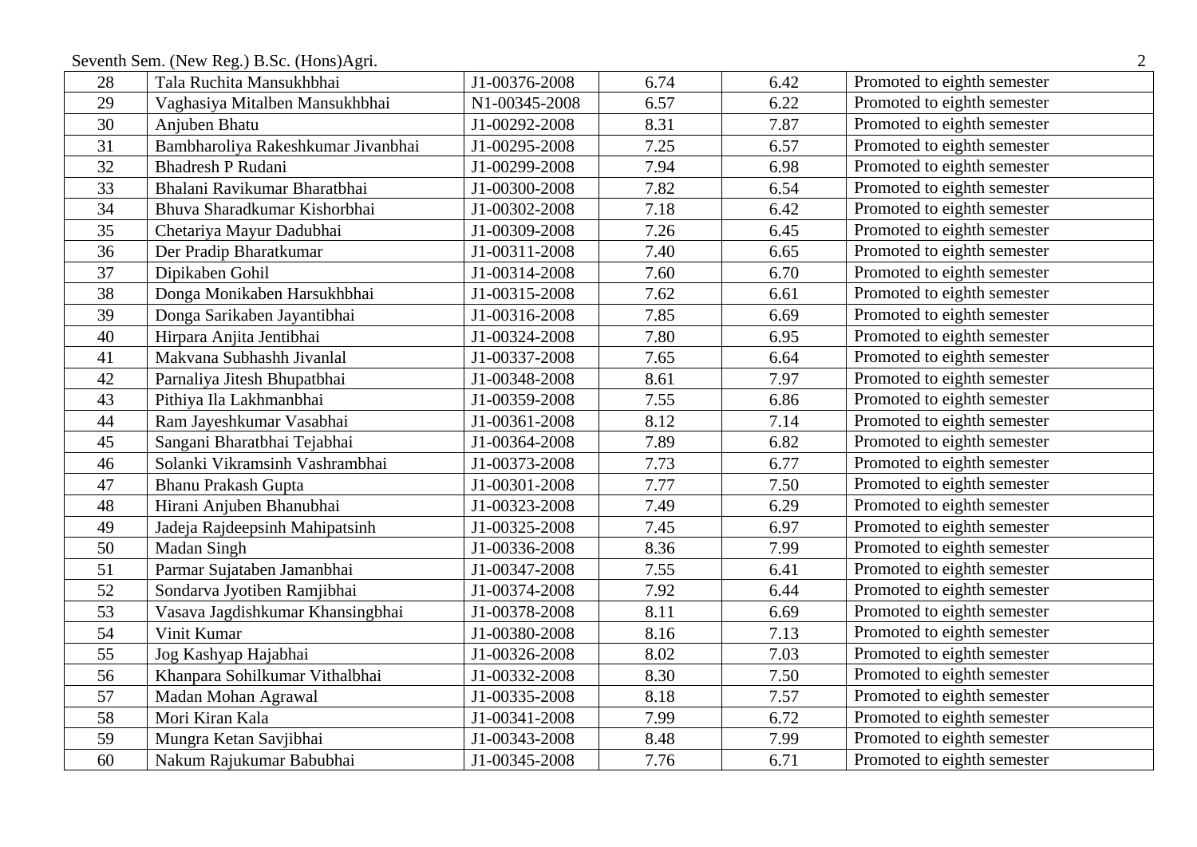Seventh Sem. (New Reg.) B.Sc. (Hons)Agri.

| | | | | | |
|---|---|---|---|---|---|
| 28 | Tala Ruchita Mansukhbhai | J1-00376-2008 | 6.74 | 6.42 | Promoted to eighth semester |
| 29 | Vaghasiya Mitalben Mansukhbhai | N1-00345-2008 | 6.57 | 6.22 | Promoted to eighth semester |
| 30 | Anjuben Bhatu | J1-00292-2008 | 8.31 | 7.87 | Promoted to eighth semester |
| 31 | Bambharoliya Rakeshkumar Jivanbhai | J1-00295-2008 | 7.25 | 6.57 | Promoted to eighth semester |
| 32 | Bhadresh P Rudani | J1-00299-2008 | 7.94 | 6.98 | Promoted to eighth semester |
| 33 | Bhalani Ravikumar Bharatbhai | J1-00300-2008 | 7.82 | 6.54 | Promoted to eighth semester |
| 34 | Bhuva Sharadkumar Kishorbhai | J1-00302-2008 | 7.18 | 6.42 | Promoted to eighth semester |
| 35 | Chetariya Mayur Dadubhai | J1-00309-2008 | 7.26 | 6.45 | Promoted to eighth semester |
| 36 | Der Pradip Bharatkumar | J1-00311-2008 | 7.40 | 6.65 | Promoted to eighth semester |
| 37 | Dipikaben Gohil | J1-00314-2008 | 7.60 | 6.70 | Promoted to eighth semester |
| 38 | Donga Monikaben Harsukhbhai | J1-00315-2008 | 7.62 | 6.61 | Promoted to eighth semester |
| 39 | Donga Sarikaben Jayantibhai | J1-00316-2008 | 7.85 | 6.69 | Promoted to eighth semester |
| 40 | Hirpara Anjita Jentibhai | J1-00324-2008 | 7.80 | 6.95 | Promoted to eighth semester |
| 41 | Makvana Subhashh Jivanlal | J1-00337-2008 | 7.65 | 6.64 | Promoted to eighth semester |
| 42 | Parnaliya Jitesh Bhupatbhai | J1-00348-2008 | 8.61 | 7.97 | Promoted to eighth semester |
| 43 | Pithiya Ila Lakhmanbhai | J1-00359-2008 | 7.55 | 6.86 | Promoted to eighth semester |
| 44 | Ram Jayeshkumar Vasabhai | J1-00361-2008 | 8.12 | 7.14 | Promoted to eighth semester |
| 45 | Sangani Bharatbhai Tejabhai | J1-00364-2008 | 7.89 | 6.82 | Promoted to eighth semester |
| 46 | Solanki Vikramsinh Vashrambhai | J1-00373-2008 | 7.73 | 6.77 | Promoted to eighth semester |
| 47 | Bhanu Prakash Gupta | J1-00301-2008 | 7.77 | 7.50 | Promoted to eighth semester |
| 48 | Hirani Anjuben Bhanubhai | J1-00323-2008 | 7.49 | 6.29 | Promoted to eighth semester |
| 49 | Jadeja Rajdeepsinh Mahipatsinh | J1-00325-2008 | 7.45 | 6.97 | Promoted to eighth semester |
| 50 | Madan Singh | J1-00336-2008 | 8.36 | 7.99 | Promoted to eighth semester |
| 51 | Parmar Sujataben Jamanbhai | J1-00347-2008 | 7.55 | 6.41 | Promoted to eighth semester |
| 52 | Sondarva Jyotiben Ramjibhai | J1-00374-2008 | 7.92 | 6.44 | Promoted to eighth semester |
| 53 | Vasava Jagdishkumar Khansingbhai | J1-00378-2008 | 8.11 | 6.69 | Promoted to eighth semester |
| 54 | Vinit Kumar | J1-00380-2008 | 8.16 | 7.13 | Promoted to eighth semester |
| 55 | Jog Kashyap Hajabhai | J1-00326-2008 | 8.02 | 7.03 | Promoted to eighth semester |
| 56 | Khanpara Sohilkumar Vithalbhai | J1-00332-2008 | 8.30 | 7.50 | Promoted to eighth semester |
| 57 | Madan Mohan Agrawal | J1-00335-2008 | 8.18 | 7.57 | Promoted to eighth semester |
| 58 | Mori Kiran Kala | J1-00341-2008 | 7.99 | 6.72 | Promoted to eighth semester |
| 59 | Mungra Ketan Savjibhai | J1-00343-2008 | 8.48 | 7.99 | Promoted to eighth semester |
| 60 | Nakum Rajukumar Babubhai | J1-00345-2008 | 7.76 | 6.71 | Promoted to eighth semester |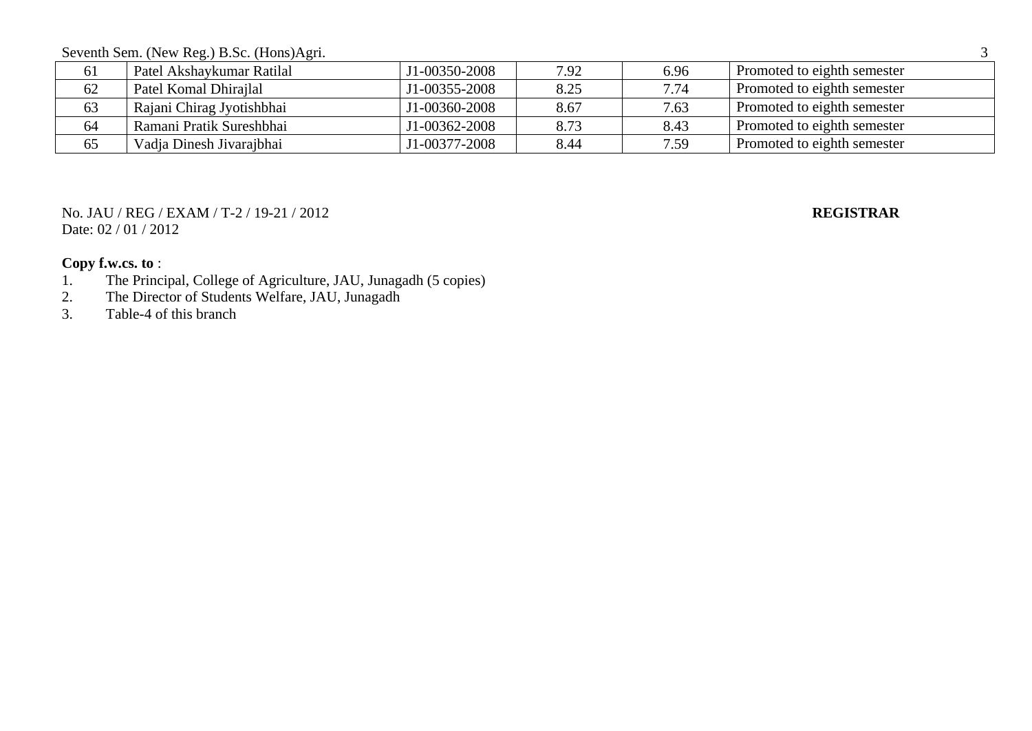| | | | | | |
|---|---|---|---|---|---|
| 61 | Patel Akshaykumar Ratilal | J1-00350-2008 | 7.92 | 6.96 | Promoted to eighth semester |
| 62 | Patel Komal Dhirajlal | J1-00355-2008 | 8.25 | 7.74 | Promoted to eighth semester |
| 63 | Rajani Chirag Jyotishbhai | J1-00360-2008 | 8.67 | 7.63 | Promoted to eighth semester |
| 64 | Ramani Pratik Sureshbhai | J1-00362-2008 | 8.73 | 8.43 | Promoted to eighth semester |
| 65 | Vadja Dinesh Jivarajbhai | J1-00377-2008 | 8.44 | 7.59 | Promoted to eighth semester |

No. JAU / REG / EXAM / T-2 / 19-21 / 2012
Date: 02 / 01 / 2012

**REGISTRAR**

**Copy f.w.cs. to** :

1. The Principal, College of Agriculture, JAU, Junagadh (5 copies)
2. The Director of Students Welfare, JAU, Junagadh
3. Table-4 of this branch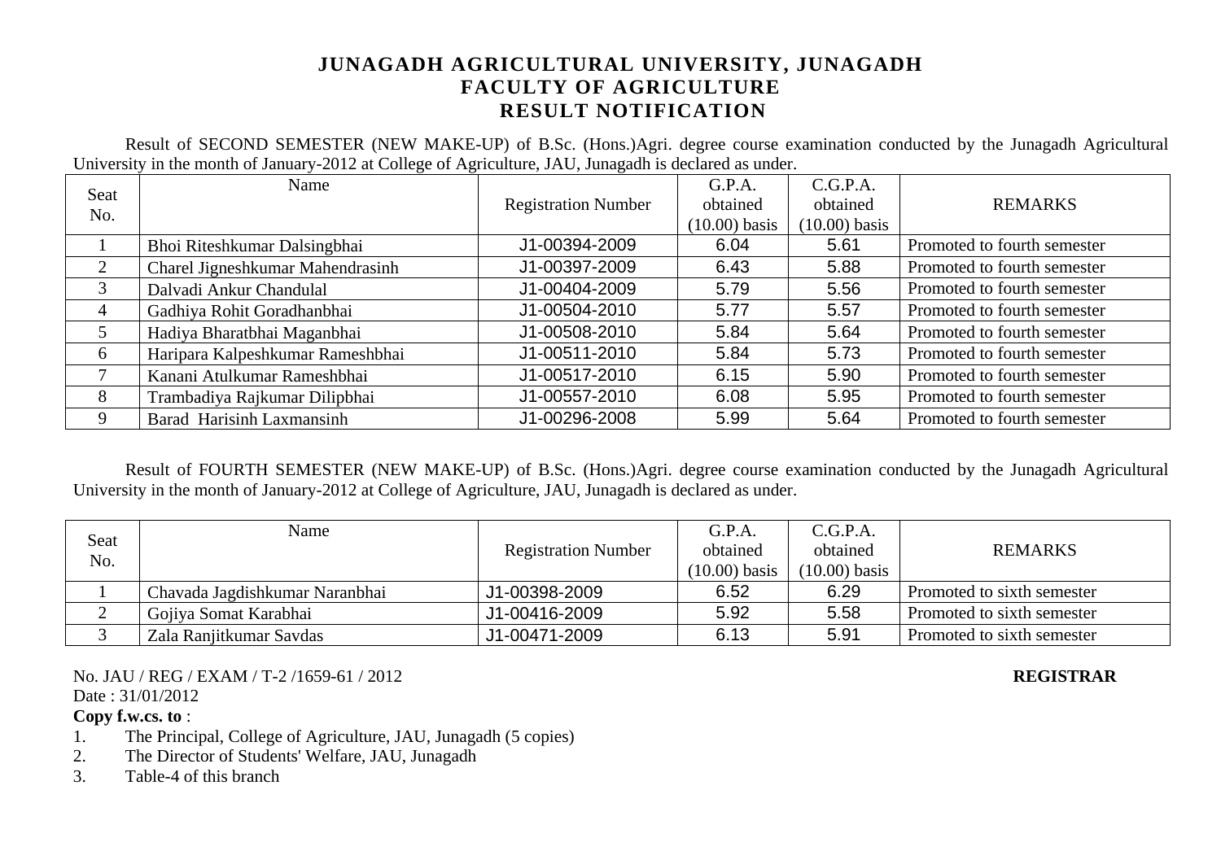# JUNAGADH AGRICULTURAL UNIVERSITY, JUNAGADH
## FACULTY OF AGRICULTURE
## RESULT NOTIFICATION

Result of SECOND SEMESTER (NEW MAKE-UP) of B.Sc. (Hons.)Agri. degree course examination conducted by the Junagadh Agricultural University in the month of January-2012 at College of Agriculture, JAU, Junagadh is declared as under.

| Seat No. | Name | Registration Number | G.P.A. obtained (10.00) basis | C.G.P.A. obtained (10.00) basis | REMARKS |
|---|---|---|---|---|---|
| 1 | Bhoi Riteshkumar Dalsingbhai | J1-00394-2009 | 6.04 | 5.61 | Promoted to fourth semester |
| 2 | Charel Jigneshkumar Mahendrasinh | J1-00397-2009 | 6.43 | 5.88 | Promoted to fourth semester |
| 3 | Dalvadi Ankur Chandulal | J1-00404-2009 | 5.79 | 5.56 | Promoted to fourth semester |
| 4 | Gadhiya Rohit Goradhanbhai | J1-00504-2010 | 5.77 | 5.57 | Promoted to fourth semester |
| 5 | Hadiya Bharatbhai Maganbhai | J1-00508-2010 | 5.84 | 5.64 | Promoted to fourth semester |
| 6 | Haripara Kalpeshkumar Rameshbhai | J1-00511-2010 | 5.84 | 5.73 | Promoted to fourth semester |
| 7 | Kanani Atulkumar Rameshbhai | J1-00517-2010 | 6.15 | 5.90 | Promoted to fourth semester |
| 8 | Trambadiya Rajkumar Dilipbhai | J1-00557-2010 | 6.08 | 5.95 | Promoted to fourth semester |
| 9 | Barad Harisinh Laxmansinh | J1-00296-2008 | 5.99 | 5.64 | Promoted to fourth semester |

Result of FOURTH SEMESTER (NEW MAKE-UP) of B.Sc. (Hons.)Agri. degree course examination conducted by the Junagadh Agricultural University in the month of January-2012 at College of Agriculture, JAU, Junagadh is declared as under.

| Seat No. | Name | Registration Number | G.P.A. obtained (10.00) basis | C.G.P.A. obtained (10.00) basis | REMARKS |
|---|---|---|---|---|---|
| 1 | Chavada Jagdishkumar Naranbhai | J1-00398-2009 | 6.52 | 6.29 | Promoted to sixth semester |
| 2 | Gojiya Somat Karabhai | J1-00416-2009 | 5.92 | 5.58 | Promoted to sixth semester |
| 3 | Zala Ranjitkumar Savdas | J1-00471-2009 | 6.13 | 5.91 | Promoted to sixth semester |

No. JAU / REG / EXAM / T-2 /1659-61 / 2012

Date : 31/01/2012

**REGISTRAR**

**Copy f.w.cs. to** :

1. The Principal, College of Agriculture, JAU, Junagadh (5 copies)
2. The Director of Students' Welfare, JAU, Junagadh
3. Table-4 of this branch